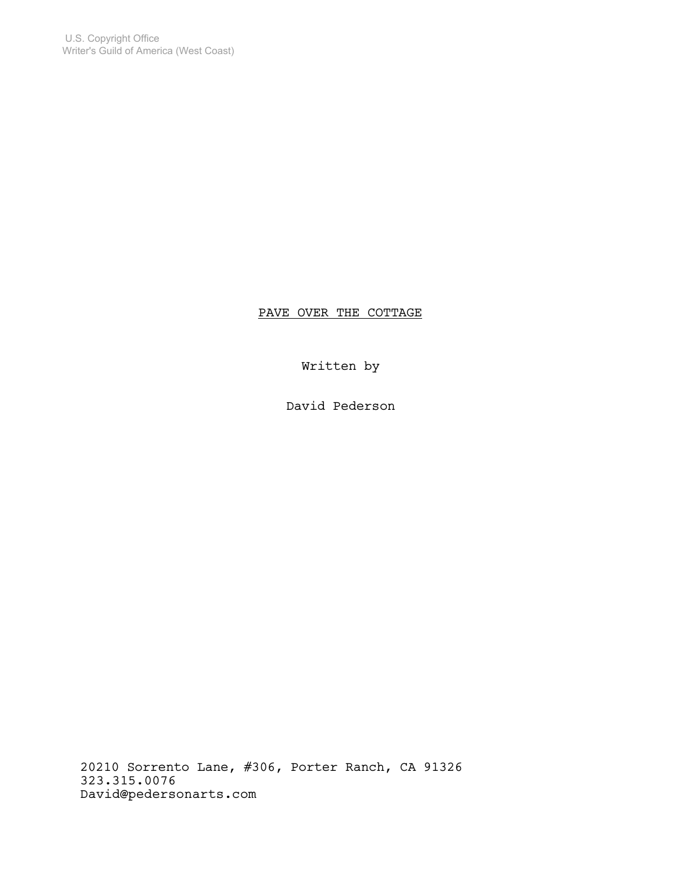U.S. Copyright Office
Writer's Guild of America (West Coast)

PAVE OVER THE COTTAGE

Written by

David Pederson

20210 Sorrento Lane, #306, Porter Ranch, CA 91326
323.315.0076
David@pedersonarts.com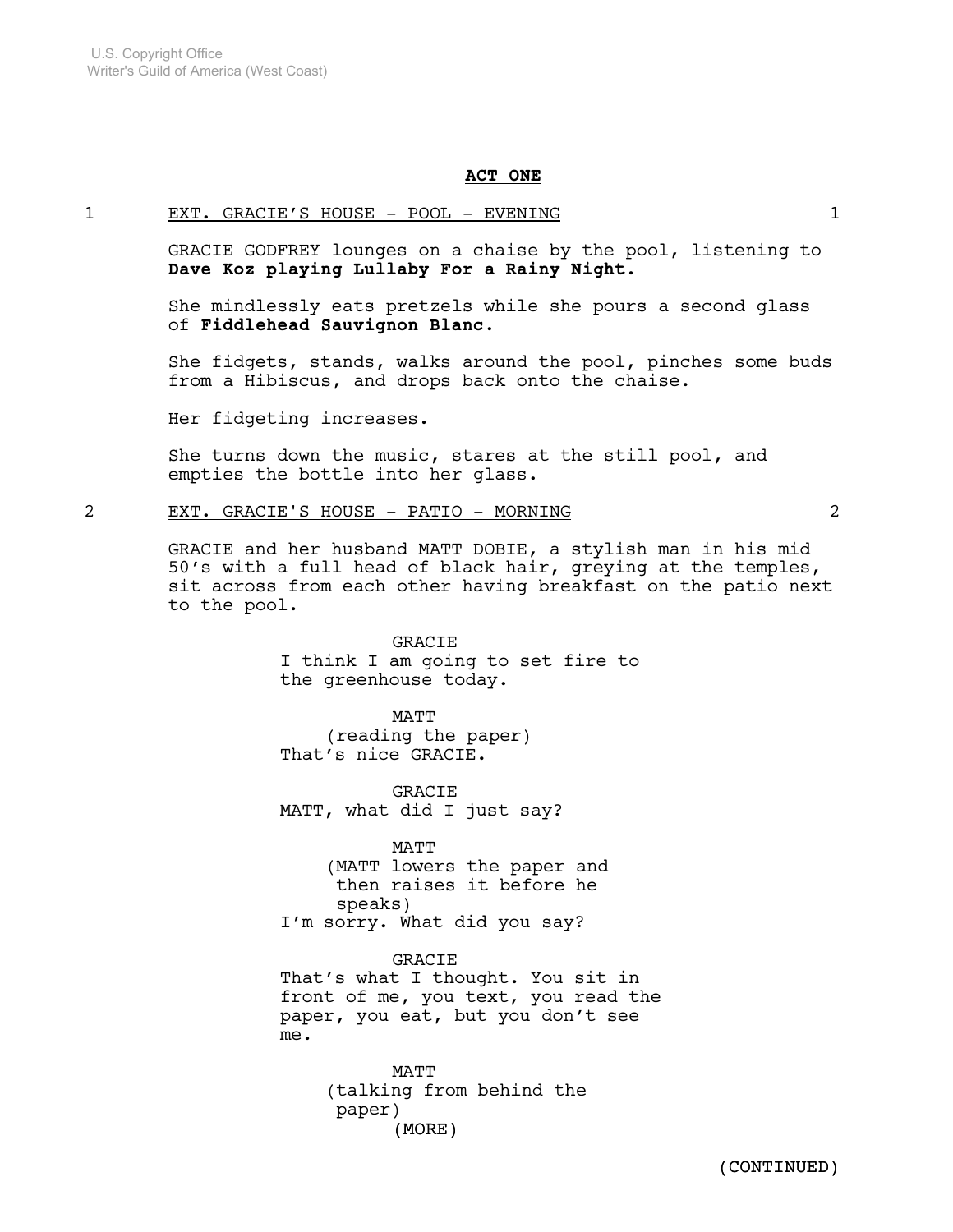U.S. Copyright Office
Writer's Guild of America (West Coast)

**ACT ONE**

1 EXT. GRACIE'S HOUSE - POOL - EVENING 1

GRACIE GODFREY lounges on a chaise by the pool, listening to **Dave Koz playing Lullaby For a Rainy Night.**

She mindlessly eats pretzels while she pours a second glass of **Fiddlehead Sauvignon Blanc.**

She fidgets, stands, walks around the pool, pinches some buds from a Hibiscus, and drops back onto the chaise.

Her fidgeting increases.

She turns down the music, stares at the still pool, and empties the bottle into her glass.

2 EXT. GRACIE'S HOUSE - PATIO - MORNING 2

GRACIE and her husband MATT DOBIE, a stylish man in his mid 50's with a full head of black hair, greying at the temples, sit across from each other having breakfast on the patio next to the pool.

GRACIE
I think I am going to set fire to the greenhouse today.

MATT
(reading the paper)
That's nice GRACIE.

GRACIE
MATT, what did I just say?

MATT
(MATT lowers the paper and then raises it before he speaks)
I'm sorry. What did you say?

GRACIE
That's what I thought. You sit in front of me, you text, you read the paper, you eat, but you don't see me.

MATT
(talking from behind the paper)
(MORE)

(CONTINUED)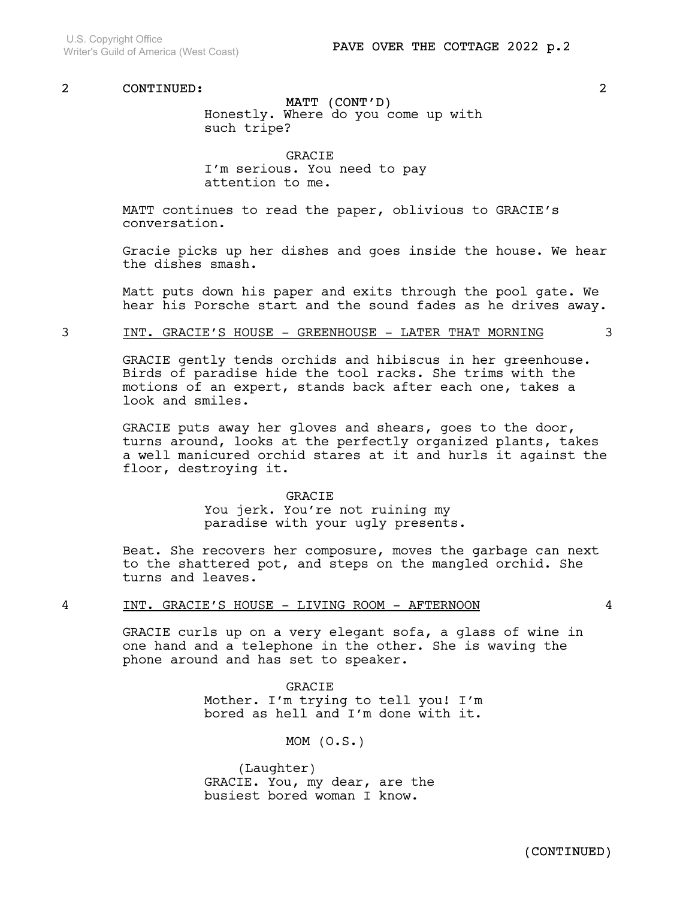2 CONTINUED: 2

MATT (CONT'D)
Honestly. Where do you come up with such tripe?

GRACIE
I'm serious. You need to pay attention to me.

MATT continues to read the paper, oblivious to GRACIE's conversation.

Gracie picks up her dishes and goes inside the house. We hear the dishes smash.

Matt puts down his paper and exits through the pool gate. We hear his Porsche start and the sound fades as he drives away.

3 INT. GRACIE'S HOUSE - GREENHOUSE - LATER THAT MORNING 3

GRACIE gently tends orchids and hibiscus in her greenhouse. Birds of paradise hide the tool racks. She trims with the motions of an expert, stands back after each one, takes a look and smiles.

GRACIE puts away her gloves and shears, goes to the door, turns around, looks at the perfectly organized plants, takes a well manicured orchid stares at it and hurls it against the floor, destroying it.

GRACIE
You jerk. You're not ruining my paradise with your ugly presents.

Beat. She recovers her composure, moves the garbage can next to the shattered pot, and steps on the mangled orchid. She turns and leaves.

4 INT. GRACIE'S HOUSE - LIVING ROOM - AFTERNOON 4

GRACIE curls up on a very elegant sofa, a glass of wine in one hand and a telephone in the other. She is waving the phone around and has set to speaker.

GRACIE
Mother. I'm trying to tell you! I'm bored as hell and I'm done with it.

MOM (O.S.)
(Laughter)
GRACIE. You, my dear, are the busiest bored woman I know.

(CONTINUED)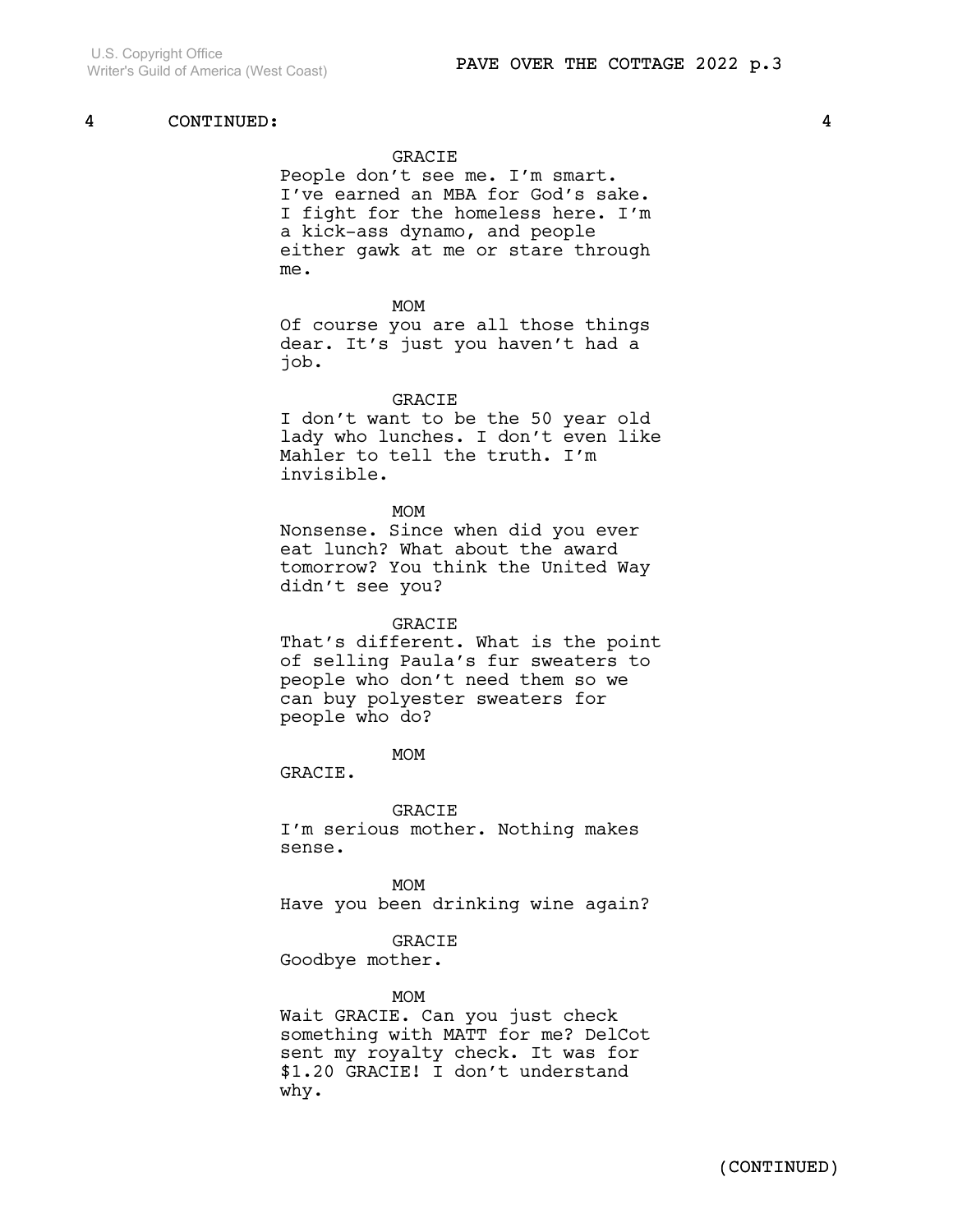4 CONTINUED: 4

GRACIE
People don't see me. I'm smart. I've earned an MBA for God's sake. I fight for the homeless here. I'm a kick-ass dynamo, and people either gawk at me or stare through me.

MOM
Of course you are all those things dear. It's just you haven't had a job.

GRACIE
I don't want to be the 50 year old lady who lunches. I don't even like Mahler to tell the truth. I'm invisible.

MOM
Nonsense. Since when did you ever eat lunch? What about the award tomorrow? You think the United Way didn't see you?

GRACIE
That's different. What is the point of selling Paula's fur sweaters to people who don't need them so we can buy polyester sweaters for people who do?

MOM
GRACIE.

GRACIE
I'm serious mother. Nothing makes sense.

MOM
Have you been drinking wine again?

GRACIE
Goodbye mother.

MOM
Wait GRACIE. Can you just check something with MATT for me? DelCot sent my royalty check. It was for $1.20 GRACIE! I don't understand why.

(CONTINUED)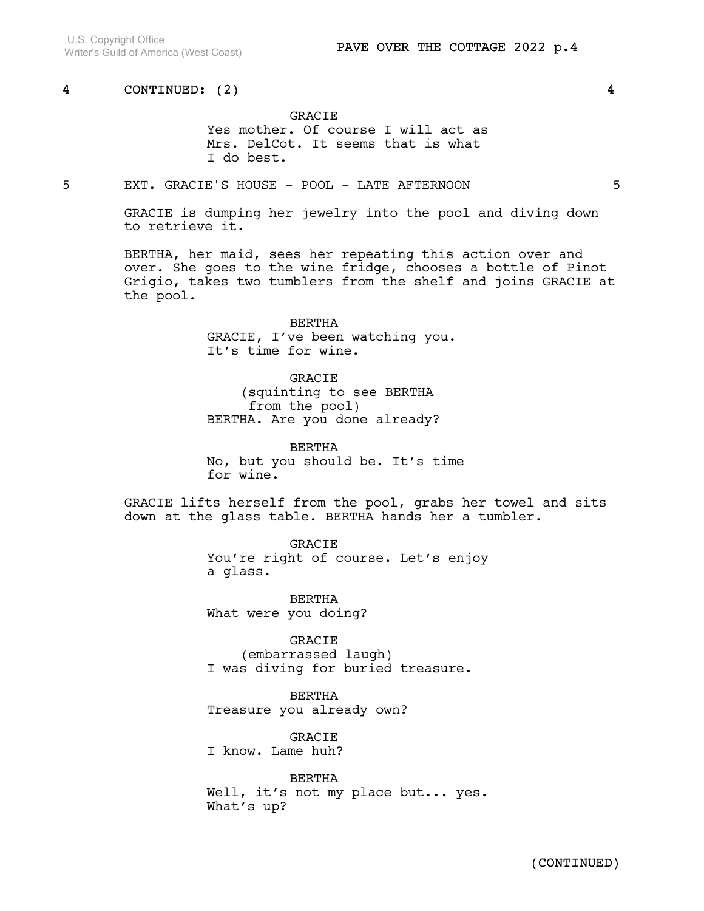4 CONTINUED: (2) 4

GRACIE
Yes mother. Of course I will act as Mrs. DelCot. It seems that is what I do best.

5 EXT. GRACIE'S HOUSE - POOL - LATE AFTERNOON 5

GRACIE is dumping her jewelry into the pool and diving down to retrieve it.

BERTHA, her maid, sees her repeating this action over and over. She goes to the wine fridge, chooses a bottle of Pinot Grigio, takes two tumblers from the shelf and joins GRACIE at the pool.

BERTHA
GRACIE, I've been watching you. It's time for wine.

GRACIE
(squinting to see BERTHA from the pool)
BERTHA. Are you done already?

BERTHA
No, but you should be. It's time for wine.

GRACIE lifts herself from the pool, grabs her towel and sits down at the glass table. BERTHA hands her a tumbler.

GRACIE
You're right of course. Let's enjoy a glass.

BERTHA
What were you doing?

GRACIE
(embarrassed laugh)
I was diving for buried treasure.

BERTHA
Treasure you already own?

GRACIE
I know. Lame huh?

BERTHA
Well, it's not my place but... yes. What's up?

(CONTINUED)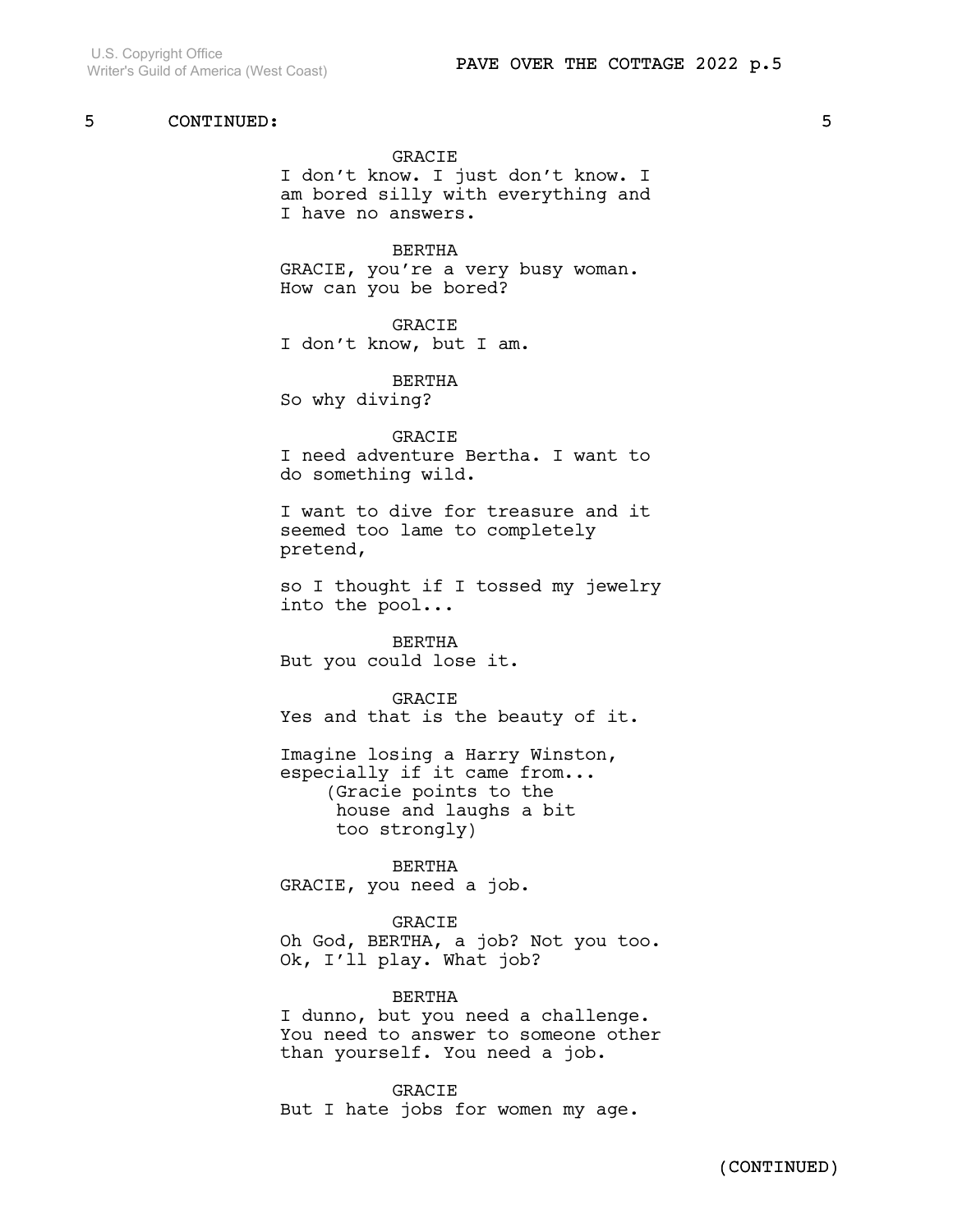5 CONTINUED: 5

GRACIE
I don't know. I just don't know. I am bored silly with everything and I have no answers.

BERTHA
GRACIE, you're a very busy woman. How can you be bored?

GRACIE
I don't know, but I am.

BERTHA
So why diving?

GRACIE
I need adventure Bertha. I want to do something wild.

I want to dive for treasure and it seemed too lame to completely pretend,

so I thought if I tossed my jewelry into the pool...

BERTHA
But you could lose it.

GRACIE
Yes and that is the beauty of it.

Imagine losing a Harry Winston, especially if it came from...
(Gracie points to the house and laughs a bit too strongly)

BERTHA
GRACIE, you need a job.

GRACIE
Oh God, BERTHA, a job? Not you too. Ok, I'll play. What job?

BERTHA
I dunno, but you need a challenge. You need to answer to someone other than yourself. You need a job.

GRACIE
But I hate jobs for women my age.

(CONTINUED)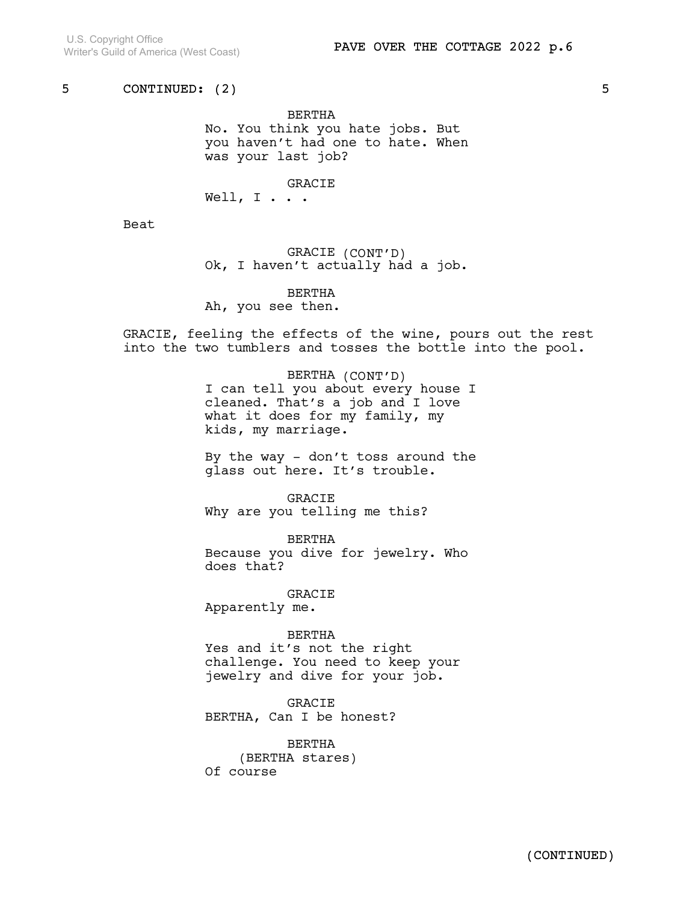5 CONTINUED: (2) 5

BERTHA
No. You think you hate jobs. But you haven't had one to hate. When was your last job?

GRACIE
Well, I . . .

Beat

GRACIE (CONT'D)
Ok, I haven't actually had a job.

BERTHA
Ah, you see then.

GRACIE, feeling the effects of the wine, pours out the rest into the two tumblers and tosses the bottle into the pool.

BERTHA (CONT'D)
I can tell you about every house I cleaned. That's a job and I love what it does for my family, my kids, my marriage.

By the way - don't toss around the glass out here. It's trouble.

GRACIE
Why are you telling me this?

BERTHA
Because you dive for jewelry. Who does that?

GRACIE
Apparently me.

BERTHA
Yes and it's not the right challenge. You need to keep your jewelry and dive for your job.

GRACIE
BERTHA, Can I be honest?

BERTHA
(BERTHA stares)
Of course

(CONTINUED)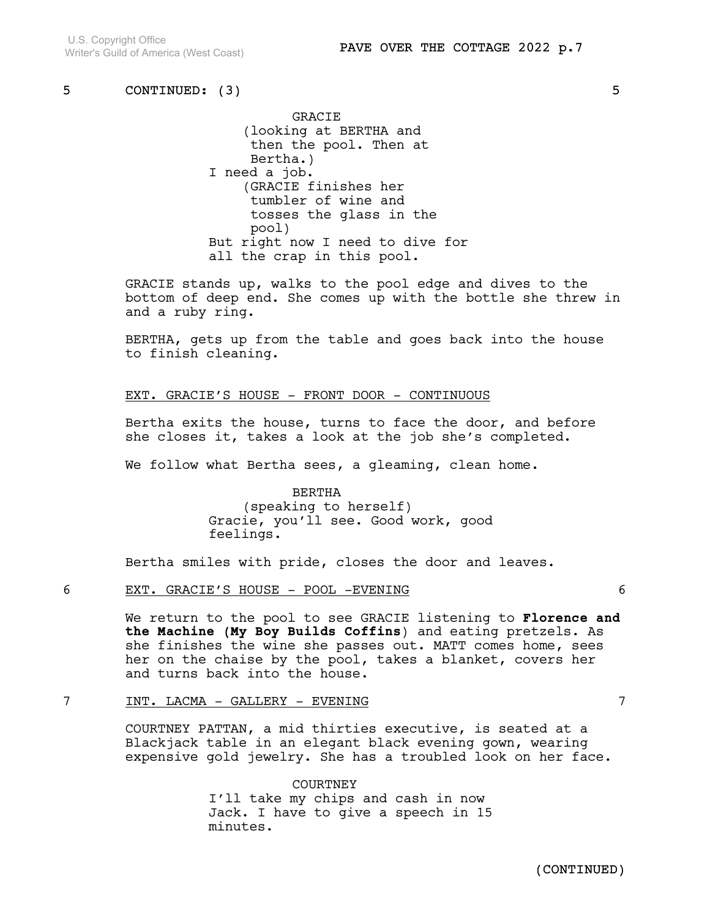5 CONTINUED: (3) 5

GRACIE
(looking at BERTHA and then the pool. Then at Bertha.)
I need a job.
(GRACIE finishes her tumbler of wine and tosses the glass in the pool)
But right now I need to dive for all the crap in this pool.

GRACIE stands up, walks to the pool edge and dives to the bottom of deep end. She comes up with the bottle she threw in and a ruby ring.

BERTHA, gets up from the table and goes back into the house to finish cleaning.

EXT. GRACIE'S HOUSE - FRONT DOOR - CONTINUOUS

Bertha exits the house, turns to face the door, and before she closes it, takes a look at the job she's completed.

We follow what Bertha sees, a gleaming, clean home.

BERTHA
(speaking to herself)
Gracie, you'll see. Good work, good feelings.

Bertha smiles with pride, closes the door and leaves.

6 EXT. GRACIE'S HOUSE - POOL -EVENING 6

We return to the pool to see GRACIE listening to **Florence and the Machine (My Boy Builds Coffins**) and eating pretzels. As she finishes the wine she passes out. MATT comes home, sees her on the chaise by the pool, takes a blanket, covers her and turns back into the house.

7 INT. LACMA - GALLERY - EVENING 7

COURTNEY PATTAN, a mid thirties executive, is seated at a Blackjack table in an elegant black evening gown, wearing expensive gold jewelry. She has a troubled look on her face.

COURTNEY
I'll take my chips and cash in now Jack. I have to give a speech in 15 minutes.

(CONTINUED)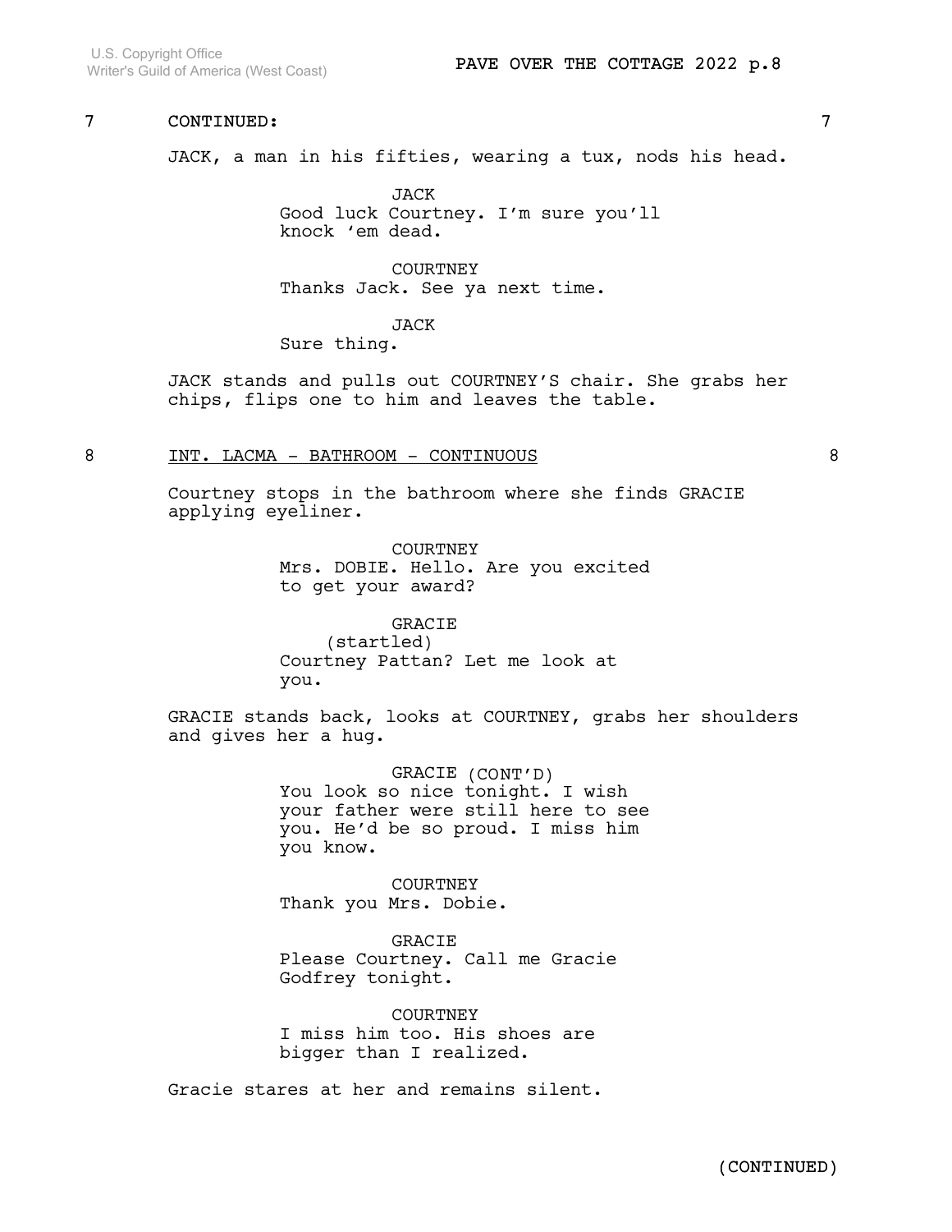7 CONTINUED: 7

JACK, a man in his fifties, wearing a tux, nods his head.

JACK
Good luck Courtney. I'm sure you'll knock 'em dead.

COURTNEY
Thanks Jack. See ya next time.

JACK
Sure thing.

JACK stands and pulls out COURTNEY'S chair. She grabs her chips, flips one to him and leaves the table.

8 INT. LACMA - BATHROOM - CONTINUOUS 8

Courtney stops in the bathroom where she finds GRACIE applying eyeliner.

COURTNEY
Mrs. DOBIE. Hello. Are you excited to get your award?

GRACIE
(startled)
Courtney Pattan? Let me look at you.

GRACIE stands back, looks at COURTNEY, grabs her shoulders and gives her a hug.

GRACIE (CONT'D)
You look so nice tonight. I wish your father were still here to see you. He'd be so proud. I miss him you know.

COURTNEY
Thank you Mrs. Dobie.

GRACIE
Please Courtney. Call me Gracie Godfrey tonight.

COURTNEY
I miss him too. His shoes are bigger than I realized.

Gracie stares at her and remains silent.

(CONTINUED)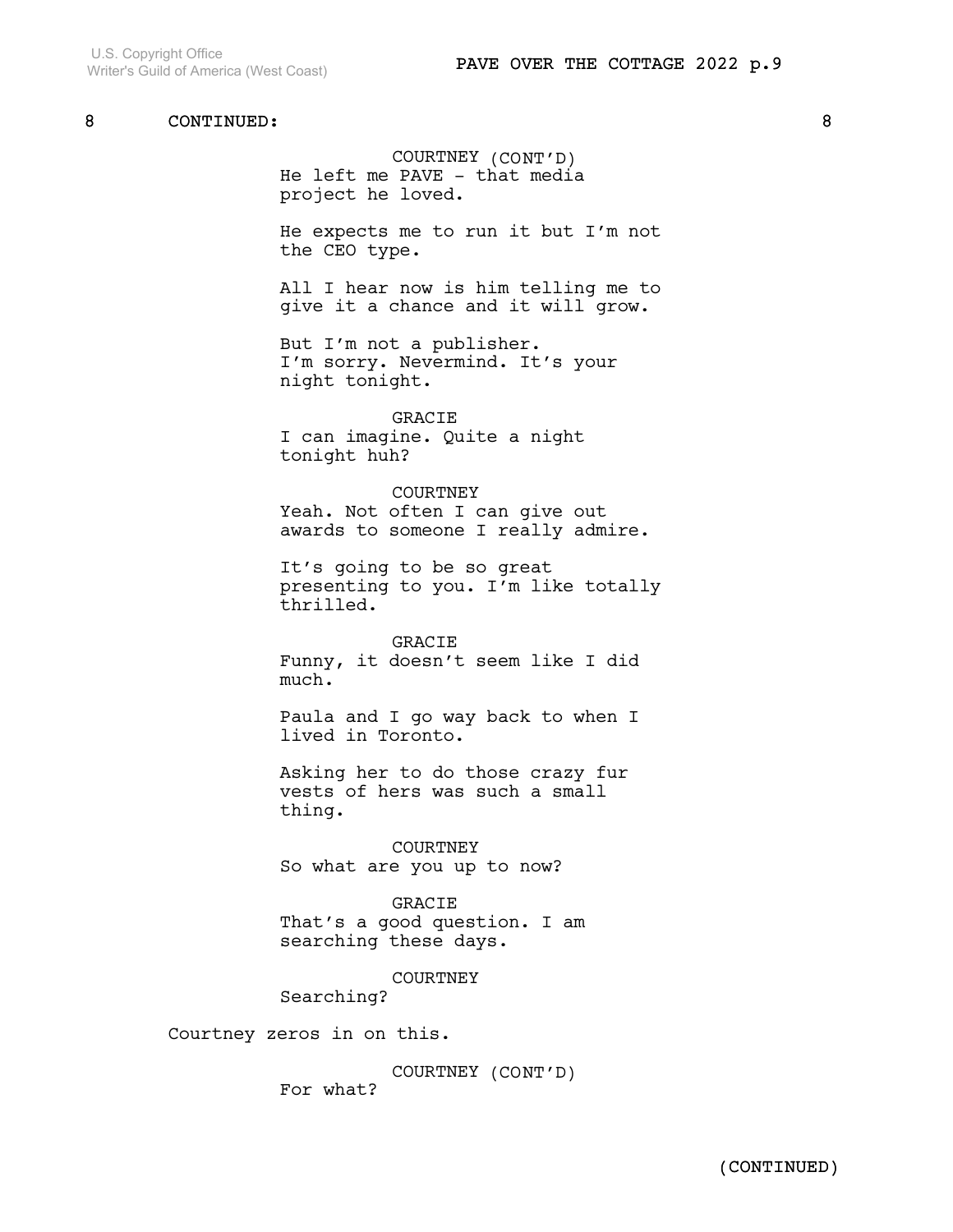8 CONTINUED: 8

COURTNEY (CONT'D)
He left me PAVE - that media project he loved.

He expects me to run it but I'm not the CEO type.

All I hear now is him telling me to give it a chance and it will grow.

But I'm not a publisher.
I'm sorry. Nevermind. It's your night tonight.

GRACIE
I can imagine. Quite a night tonight huh?

COURTNEY
Yeah. Not often I can give out awards to someone I really admire.

It's going to be so great presenting to you. I'm like totally thrilled.

GRACIE
Funny, it doesn't seem like I did much.

Paula and I go way back to when I lived in Toronto.

Asking her to do those crazy fur vests of hers was such a small thing.

COURTNEY
So what are you up to now?

GRACIE
That's a good question. I am searching these days.

COURTNEY
Searching?

Courtney zeros in on this.

COURTNEY (CONT'D)
For what?

(CONTINUED)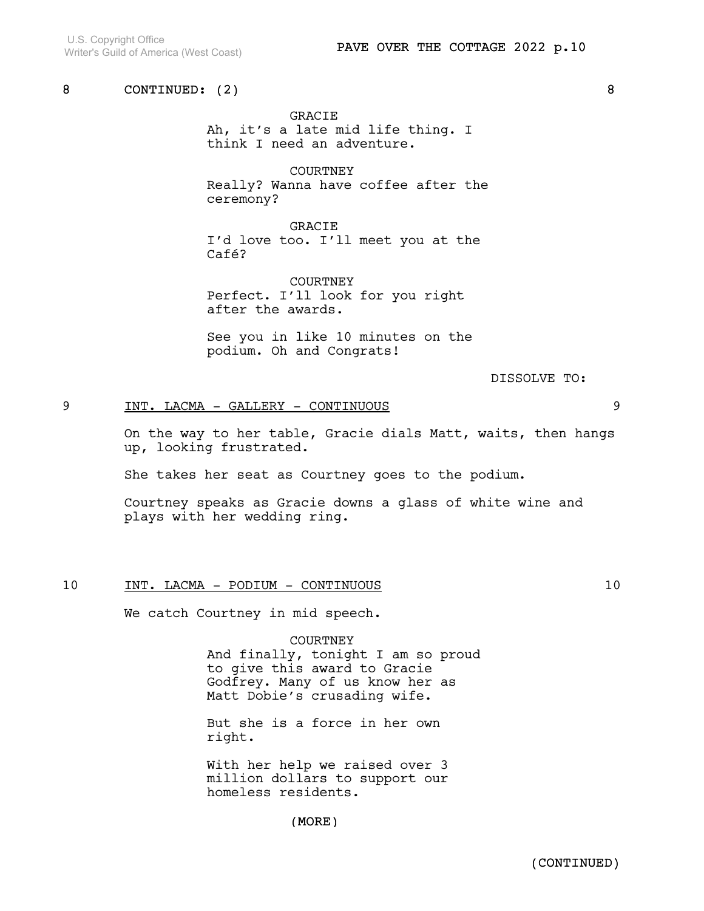8 CONTINUED: (2) 8

GRACIE
Ah, it's a late mid life thing. I think I need an adventure.

COURTNEY
Really? Wanna have coffee after the ceremony?

GRACIE
I'd love too. I'll meet you at the Café?

COURTNEY
Perfect. I'll look for you right after the awards.

See you in like 10 minutes on the podium. Oh and Congrats!

DISSOLVE TO:

9 INT. LACMA - GALLERY - CONTINUOUS 9

On the way to her table, Gracie dials Matt, waits, then hangs up, looking frustrated.

She takes her seat as Courtney goes to the podium.

Courtney speaks as Gracie downs a glass of white wine and plays with her wedding ring.

10 INT. LACMA - PODIUM - CONTINUOUS 10

We catch Courtney in mid speech.

COURTNEY
And finally, tonight I am so proud to give this award to Gracie Godfrey. Many of us know her as Matt Dobie's crusading wife.

But she is a force in her own right.

With her help we raised over 3 million dollars to support our homeless residents.

(MORE)

(CONTINUED)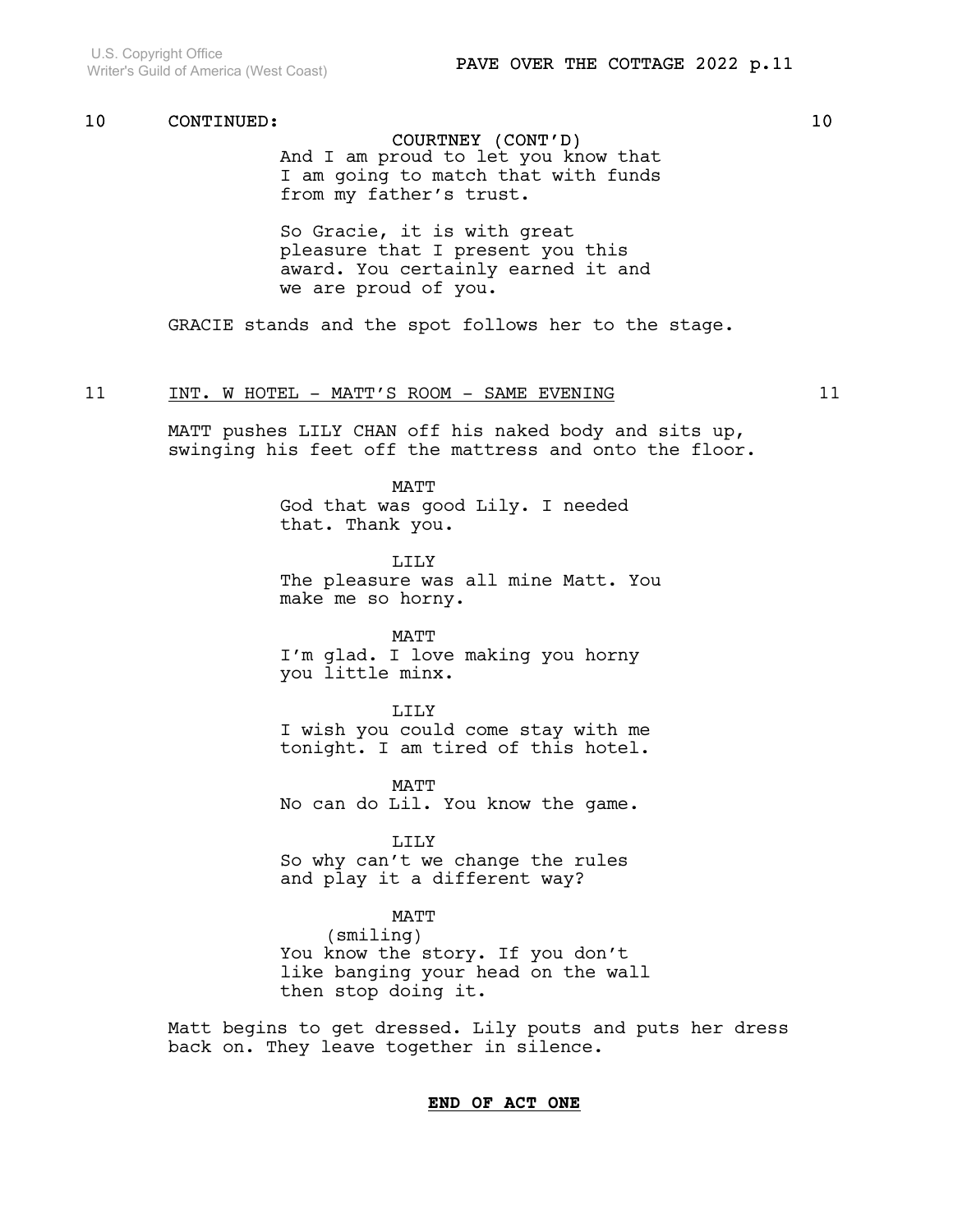10 CONTINUED: 10

COURTNEY (CONT'D)
And I am proud to let you know that I am going to match that with funds from my father's trust.

So Gracie, it is with great pleasure that I present you this award. You certainly earned it and we are proud of you.

GRACIE stands and the spot follows her to the stage.

11 INT. W HOTEL - MATT'S ROOM - SAME EVENING 11

MATT pushes LILY CHAN off his naked body and sits up, swinging his feet off the mattress and onto the floor.

MATT
God that was good Lily. I needed that. Thank you.

LILY
The pleasure was all mine Matt. You make me so horny.

MATT
I'm glad. I love making you horny you little minx.

LILY
I wish you could come stay with me tonight. I am tired of this hotel.

MATT
No can do Lil. You know the game.

LILY
So why can't we change the rules and play it a different way?

MATT
(smiling)
You know the story. If you don't like banging your head on the wall then stop doing it.

Matt begins to get dressed. Lily pouts and puts her dress back on. They leave together in silence.

**END OF ACT ONE**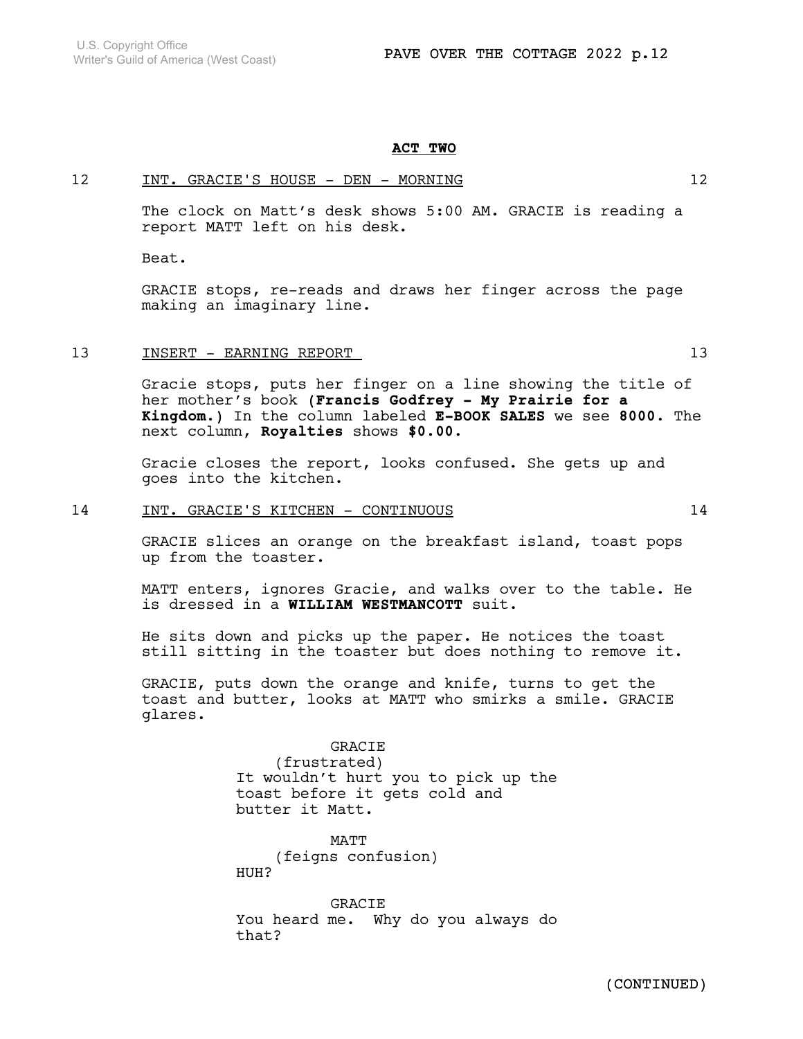**ACT TWO**

12 INT. GRACIE'S HOUSE - DEN - MORNING 12

The clock on Matt's desk shows 5:00 AM. GRACIE is reading a report MATT left on his desk.

Beat.

GRACIE stops, re-reads and draws her finger across the page making an imaginary line.

13 INSERT - EARNING REPORT 13

Gracie stops, puts her finger on a line showing the title of her mother's book **(Francis Godfrey - My Prairie for a Kingdom.)** In the column labeled **E-BOOK SALES** we see **8000.** The next column, **Royalties** shows **$0.00.**

Gracie closes the report, looks confused. She gets up and goes into the kitchen.

14 INT. GRACIE'S KITCHEN - CONTINUOUS 14

GRACIE slices an orange on the breakfast island, toast pops up from the toaster.

MATT enters, ignores Gracie, and walks over to the table. He is dressed in a **WILLIAM WESTMANCOTT** suit.

He sits down and picks up the paper. He notices the toast still sitting in the toaster but does nothing to remove it.

GRACIE, puts down the orange and knife, turns to get the toast and butter, looks at MATT who smirks a smile. GRACIE glares.

GRACIE
(frustrated)
It wouldn't hurt you to pick up the toast before it gets cold and butter it Matt.

MATT
(feigns confusion)
HUH?

GRACIE
You heard me. Why do you always do that?

(CONTINUED)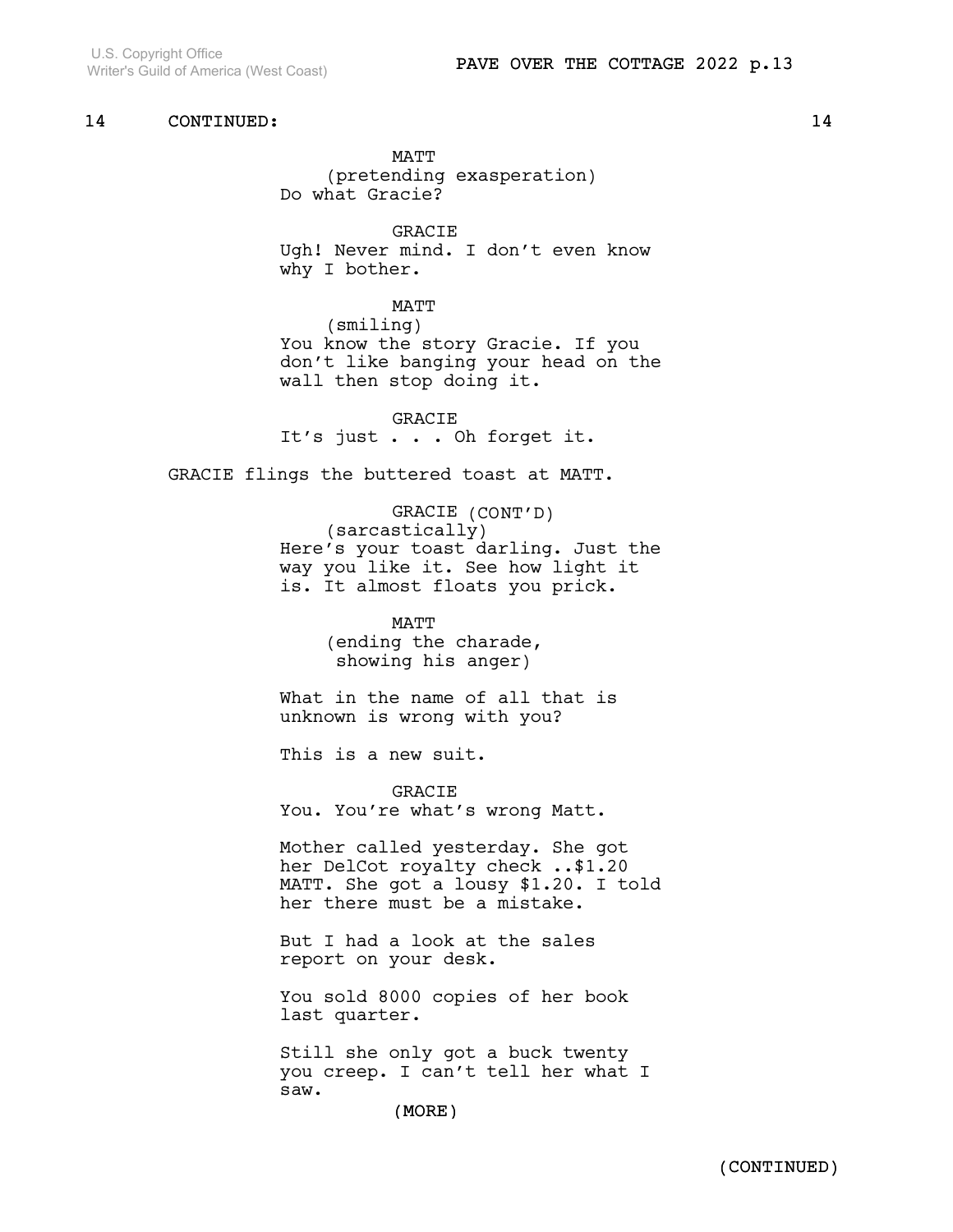14 CONTINUED: 14

MATT
(pretending exasperation)
Do what Gracie?

GRACIE
Ugh! Never mind. I don't even know why I bother.

MATT
(smiling)
You know the story Gracie. If you don't like banging your head on the wall then stop doing it.

GRACIE
It's just . . . Oh forget it.

GRACIE flings the buttered toast at MATT.

GRACIE (CONT'D)
(sarcastically)
Here's your toast darling. Just the way you like it. See how light it is. It almost floats you prick.

MATT
(ending the charade, showing his anger)

What in the name of all that is unknown is wrong with you?

This is a new suit.

GRACIE
You. You're what's wrong Matt.

Mother called yesterday. She got her DelCot royalty check ..$1.20 MATT. She got a lousy $1.20. I told her there must be a mistake.

But I had a look at the sales report on your desk.

You sold 8000 copies of her book last quarter.

Still she only got a buck twenty you creep. I can't tell her what I saw.

(MORE)

(CONTINUED)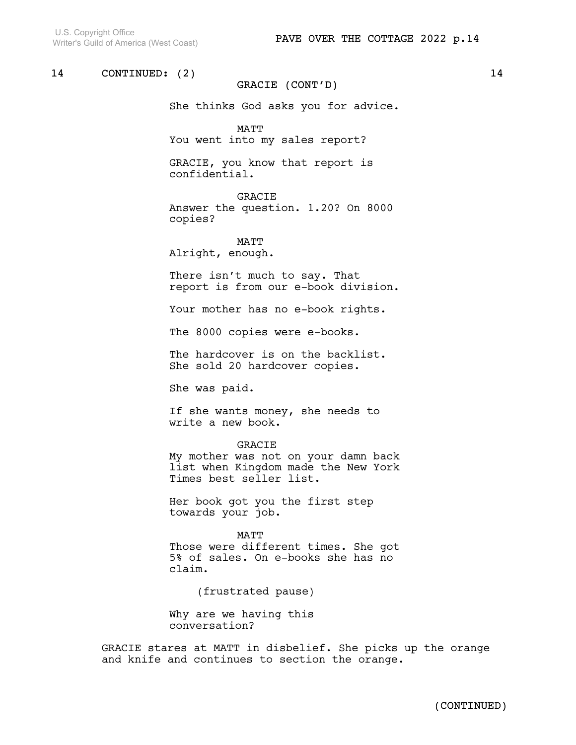14 CONTINUED: (2) 14

GRACIE (CONT'D)

She thinks God asks you for advice.

MATT

You went into my sales report?

GRACIE, you know that report is confidential.

GRACIE

Answer the question. 1.20? On 8000 copies?

MATT

Alright, enough.

There isn't much to say. That report is from our e-book division.

Your mother has no e-book rights.

The 8000 copies were e-books.

The hardcover is on the backlist. She sold 20 hardcover copies.

She was paid.

If she wants money, she needs to write a new book.

GRACIE

My mother was not on your damn back list when Kingdom made the New York Times best seller list.

Her book got you the first step towards your job.

MATT

Those were different times. She got 5% of sales. On e-books she has no claim.

(frustrated pause)

Why are we having this conversation?

GRACIE stares at MATT in disbelief. She picks up the orange and knife and continues to section the orange.

(CONTINUED)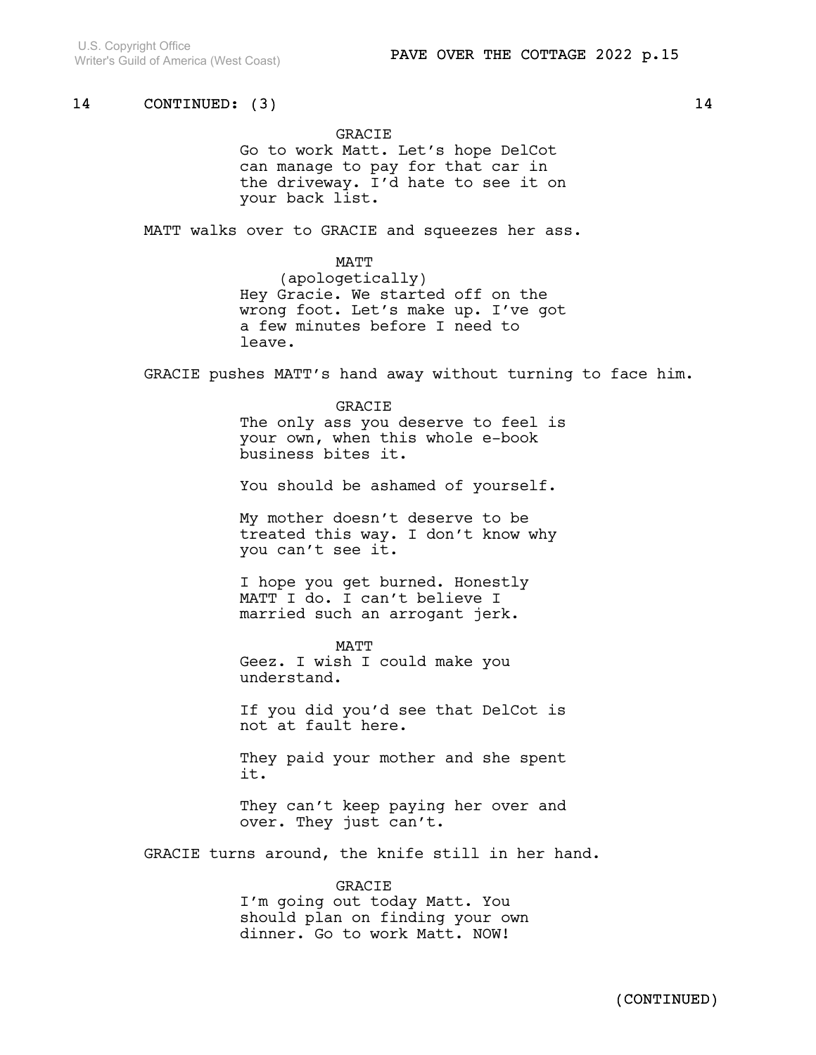14 CONTINUED: (3) 14

GRACIE
Go to work Matt. Let's hope DelCot can manage to pay for that car in the driveway. I'd hate to see it on your back list.

MATT walks over to GRACIE and squeezes her ass.

MATT
(apologetically)
Hey Gracie. We started off on the wrong foot. Let's make up. I've got a few minutes before I need to leave.

GRACIE pushes MATT's hand away without turning to face him.

GRACIE
The only ass you deserve to feel is your own, when this whole e-book business bites it.

You should be ashamed of yourself.

My mother doesn't deserve to be treated this way. I don't know why you can't see it.

I hope you get burned. Honestly MATT I do. I can't believe I married such an arrogant jerk.

MATT
Geez. I wish I could make you understand.

If you did you'd see that DelCot is not at fault here.

They paid your mother and she spent it.

They can't keep paying her over and over. They just can't.

GRACIE turns around, the knife still in her hand.

GRACIE
I'm going out today Matt. You should plan on finding your own dinner. Go to work Matt. NOW!

(CONTINUED)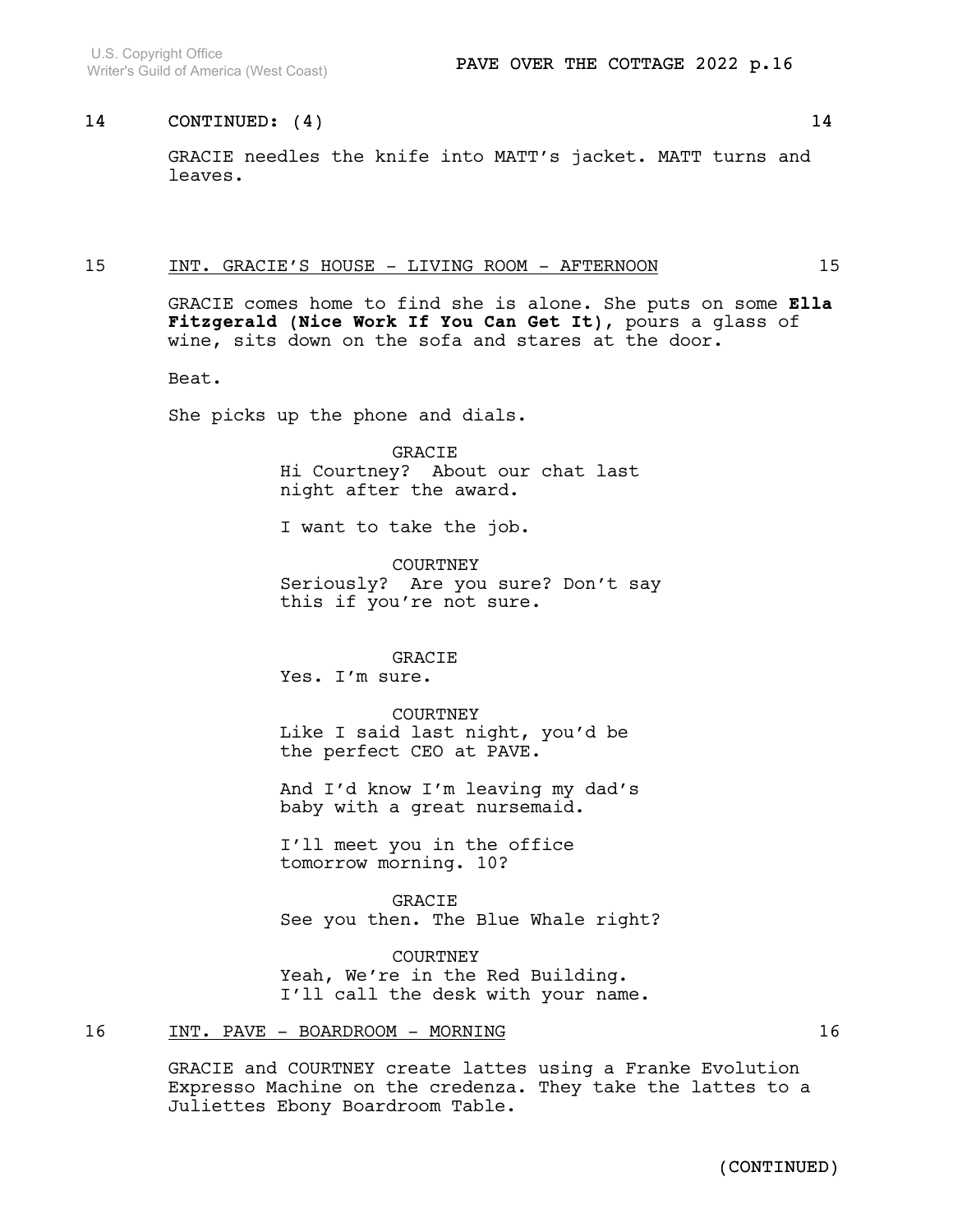14 CONTINUED: (4) 14

GRACIE needles the knife into MATT's jacket. MATT turns and leaves.

15 INT. GRACIE'S HOUSE - LIVING ROOM - AFTERNOON 15

GRACIE comes home to find she is alone. She puts on some **Ella Fitzgerald (Nice Work If You Can Get It)**, pours a glass of wine, sits down on the sofa and stares at the door.

Beat.

She picks up the phone and dials.

GRACIE
Hi Courtney? About our chat last night after the award.

I want to take the job.

COURTNEY
Seriously? Are you sure? Don't say this if you're not sure.

GRACIE
Yes. I'm sure.

COURTNEY
Like I said last night, you'd be the perfect CEO at PAVE.

And I'd know I'm leaving my dad's baby with a great nursemaid.

I'll meet you in the office tomorrow morning. 10?

GRACIE
See you then. The Blue Whale right?

COURTNEY
Yeah, We're in the Red Building. I'll call the desk with your name.

16 INT. PAVE - BOARDROOM - MORNING 16

GRACIE and COURTNEY create lattes using a Franke Evolution Expresso Machine on the credenza. They take the lattes to a Juliettes Ebony Boardroom Table.

(CONTINUED)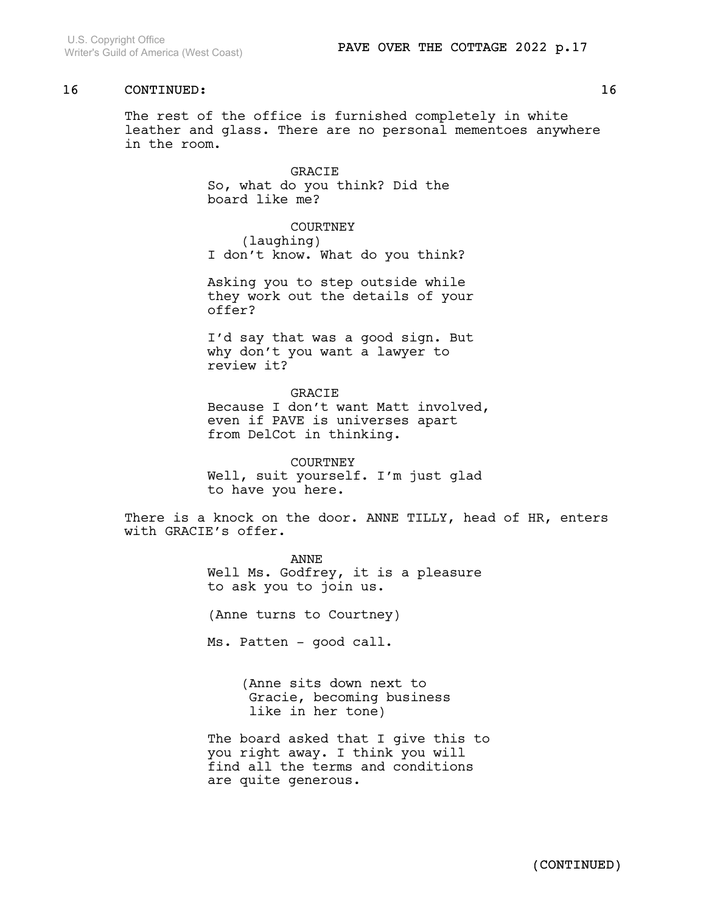16 CONTINUED: 16

The rest of the office is furnished completely in white leather and glass. There are no personal mementoes anywhere in the room.

GRACIE
So, what do you think? Did the board like me?

COURTNEY
(laughing)
I don't know. What do you think?

Asking you to step outside while they work out the details of your offer?

I'd say that was a good sign. But why don't you want a lawyer to review it?

GRACIE
Because I don't want Matt involved, even if PAVE is universes apart from DelCot in thinking.

COURTNEY
Well, suit yourself. I'm just glad to have you here.

There is a knock on the door. ANNE TILLY, head of HR, enters with GRACIE's offer.

ANNE
Well Ms. Godfrey, it is a pleasure to ask you to join us.

(Anne turns to Courtney)

Ms. Patten - good call.

(Anne sits down next to Gracie, becoming business like in her tone)

The board asked that I give this to you right away. I think you will find all the terms and conditions are quite generous.

(CONTINUED)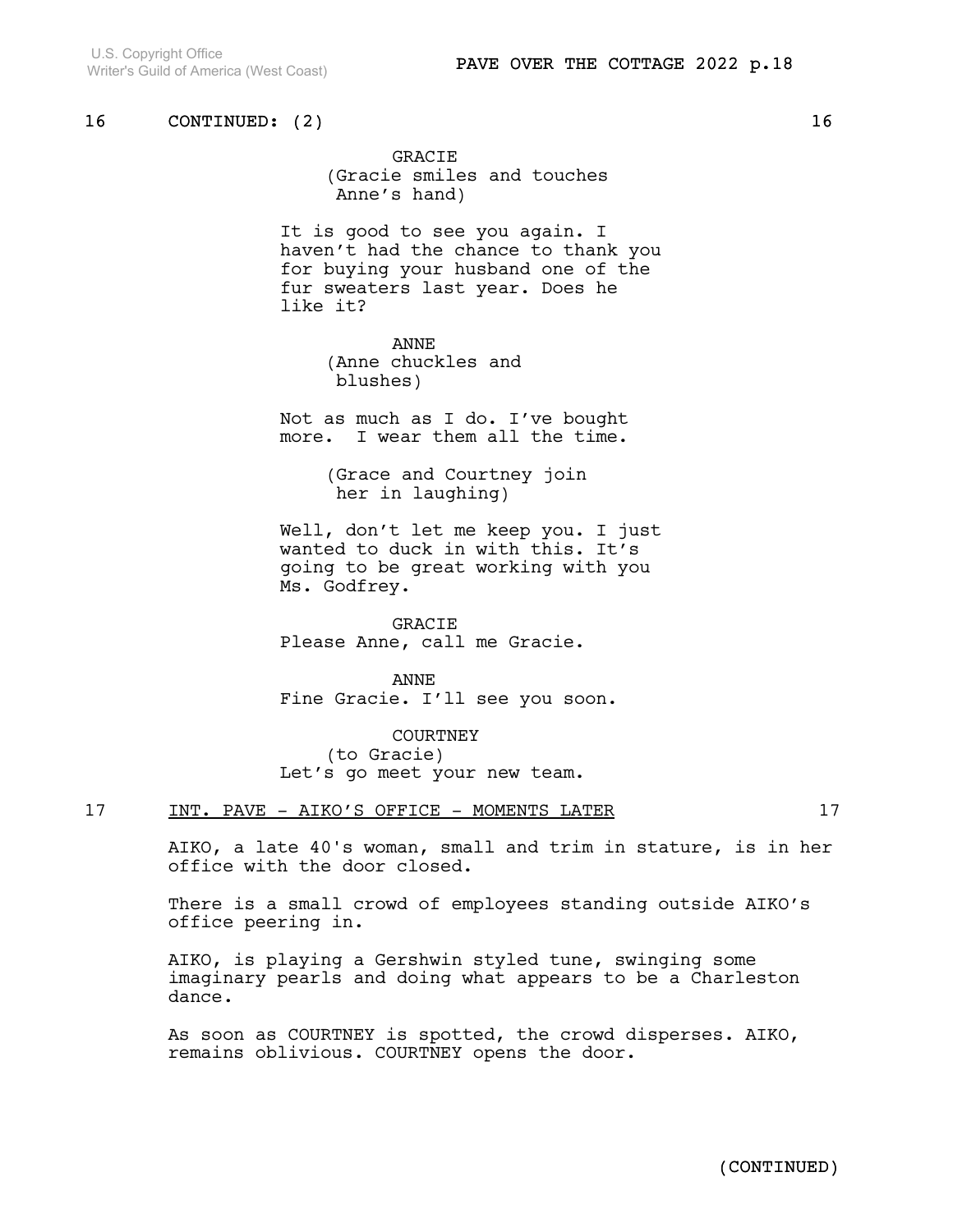16 CONTINUED: (2) 16

GRACIE
(Gracie smiles and touches Anne's hand)

It is good to see you again. I haven't had the chance to thank you for buying your husband one of the fur sweaters last year. Does he like it?

ANNE
(Anne chuckles and blushes)

Not as much as I do. I've bought more. I wear them all the time.

(Grace and Courtney join her in laughing)

Well, don't let me keep you. I just wanted to duck in with this. It's going to be great working with you Ms. Godfrey.

GRACIE
Please Anne, call me Gracie.

ANNE
Fine Gracie. I'll see you soon.

COURTNEY
(to Gracie)
Let's go meet your new team.

17 INT. PAVE - AIKO'S OFFICE - MOMENTS LATER 17

AIKO, a late 40's woman, small and trim in stature, is in her office with the door closed.

There is a small crowd of employees standing outside AIKO's office peering in.

AIKO, is playing a Gershwin styled tune, swinging some imaginary pearls and doing what appears to be a Charleston dance.

As soon as COURTNEY is spotted, the crowd disperses. AIKO, remains oblivious. COURTNEY opens the door.

(CONTINUED)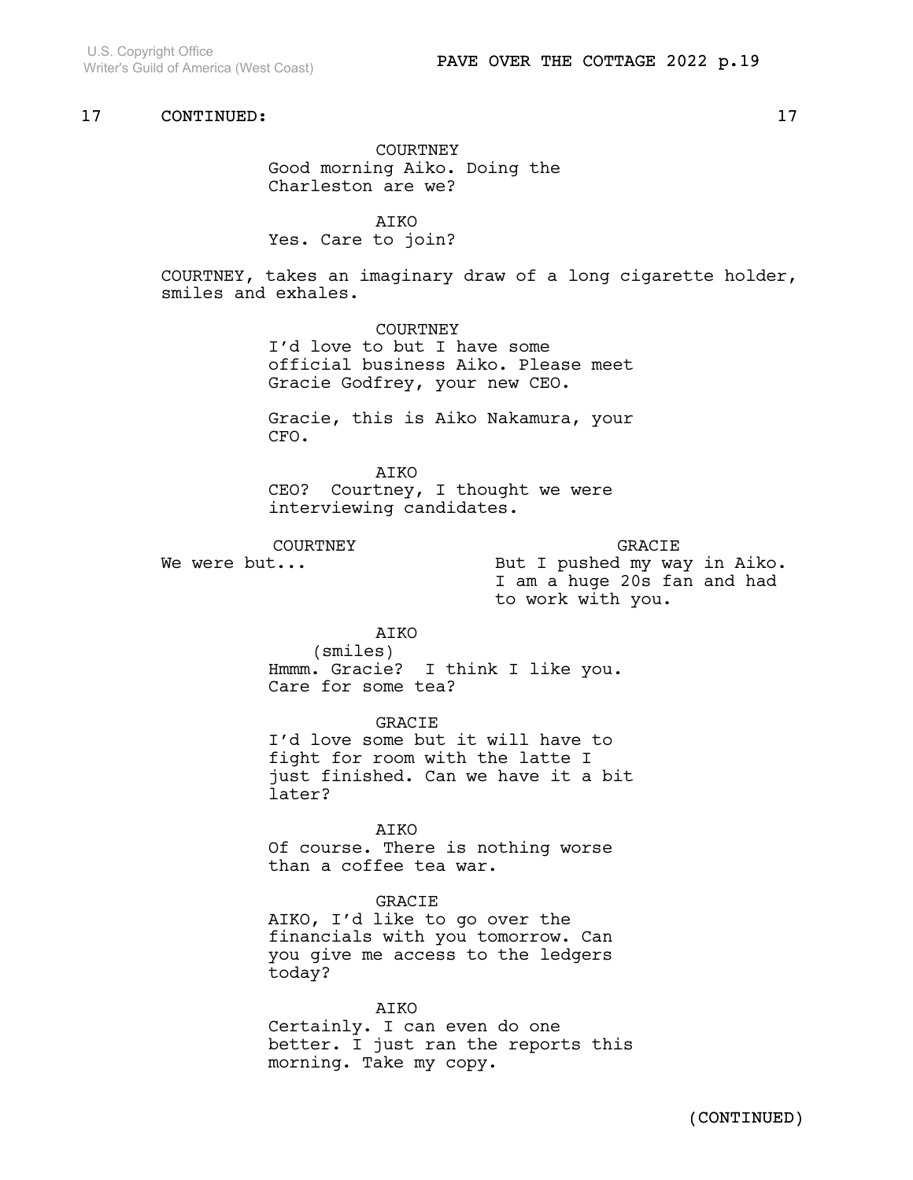17 CONTINUED: 17

COURTNEY
Good morning Aiko. Doing the Charleston are we?

AIKO
Yes. Care to join?

COURTNEY, takes an imaginary draw of a long cigarette holder, smiles and exhales.

COURTNEY
I'd love to but I have some official business Aiko. Please meet Gracie Godfrey, your new CEO.

Gracie, this is Aiko Nakamura, your CFO.

AIKO
CEO? Courtney, I thought we were interviewing candidates.

COURTNEY
We were but...

GRACIE
But I pushed my way in Aiko. I am a huge 20s fan and had to work with you.

AIKO
(smiles)
Hmmm. Gracie? I think I like you. Care for some tea?

GRACIE
I'd love some but it will have to fight for room with the latte I just finished. Can we have it a bit later?

AIKO
Of course. There is nothing worse than a coffee tea war.

GRACIE
AIKO, I'd like to go over the financials with you tomorrow. Can you give me access to the ledgers today?

AIKO
Certainly. I can even do one better. I just ran the reports this morning. Take my copy.

(CONTINUED)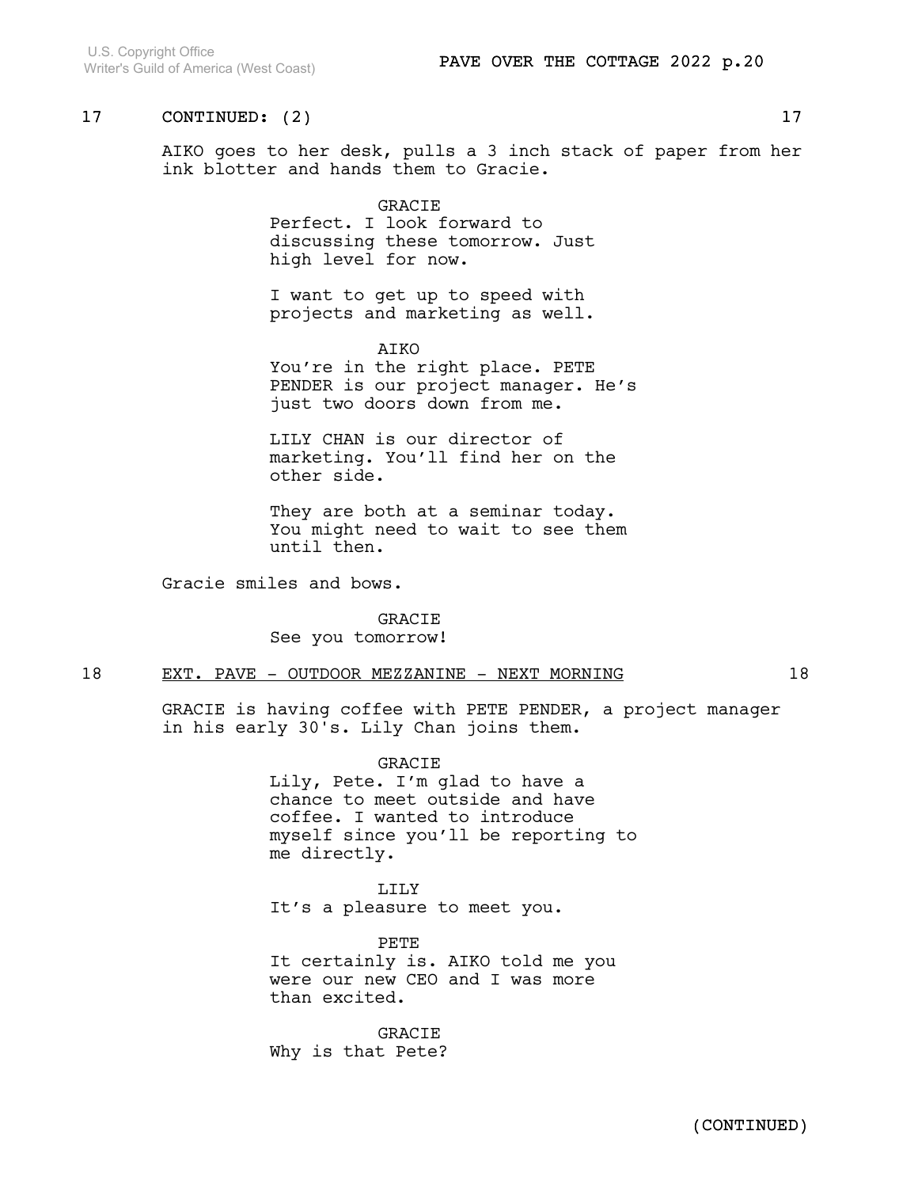17 CONTINUED: (2) 17

AIKO goes to her desk, pulls a 3 inch stack of paper from her ink blotter and hands them to Gracie.

GRACIE
Perfect. I look forward to discussing these tomorrow. Just high level for now.

I want to get up to speed with projects and marketing as well.

AIKO
You're in the right place. PETE PENDER is our project manager. He's just two doors down from me.

LILY CHAN is our director of marketing. You'll find her on the other side.

They are both at a seminar today. You might need to wait to see them until then.

Gracie smiles and bows.

GRACIE
See you tomorrow!

18 EXT. PAVE - OUTDOOR MEZZANINE - NEXT MORNING 18

GRACIE is having coffee with PETE PENDER, a project manager in his early 30's. Lily Chan joins them.

GRACIE
Lily, Pete. I'm glad to have a chance to meet outside and have coffee. I wanted to introduce myself since you'll be reporting to me directly.

LILY
It's a pleasure to meet you.

PETE
It certainly is. AIKO told me you were our new CEO and I was more than excited.

GRACIE
Why is that Pete?

(CONTINUED)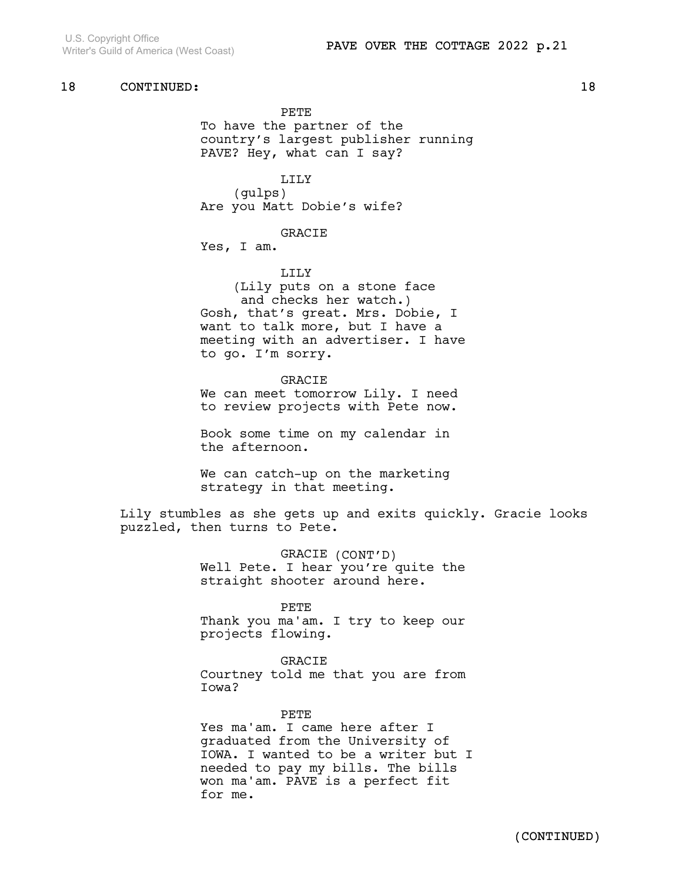18 CONTINUED: 18

PETE
To have the partner of the country's largest publisher running PAVE? Hey, what can I say?

LILY
(gulps)
Are you Matt Dobie's wife?

GRACIE
Yes, I am.

LILY
(Lily puts on a stone face and checks her watch.)
Gosh, that's great. Mrs. Dobie, I want to talk more, but I have a meeting with an advertiser. I have to go. I'm sorry.

GRACIE
We can meet tomorrow Lily. I need to review projects with Pete now.

Book some time on my calendar in the afternoon.

We can catch-up on the marketing strategy in that meeting.

Lily stumbles as she gets up and exits quickly. Gracie looks puzzled, then turns to Pete.

GRACIE (CONT'D)
Well Pete. I hear you're quite the straight shooter around here.

PETE
Thank you ma'am. I try to keep our projects flowing.

GRACIE
Courtney told me that you are from Iowa?

PETE
Yes ma'am. I came here after I graduated from the University of IOWA. I wanted to be a writer but I needed to pay my bills. The bills won ma'am. PAVE is a perfect fit for me.

(CONTINUED)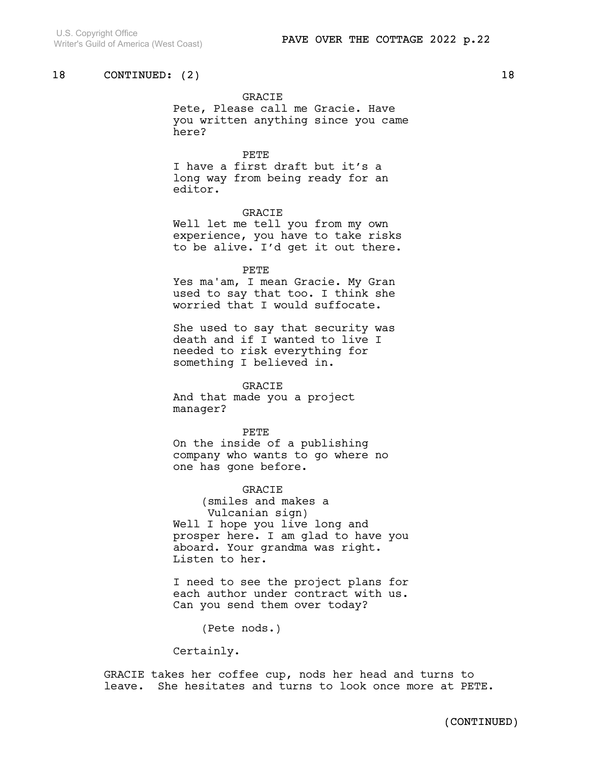18 CONTINUED: (2) 18

GRACIE
Pete, Please call me Gracie. Have you written anything since you came here?

PETE
I have a first draft but it's a long way from being ready for an editor.

GRACIE
Well let me tell you from my own experience, you have to take risks to be alive. I'd get it out there.

PETE
Yes ma'am, I mean Gracie. My Gran used to say that too. I think she worried that I would suffocate.

She used to say that security was death and if I wanted to live I needed to risk everything for something I believed in.

GRACIE
And that made you a project manager?

PETE
On the inside of a publishing company who wants to go where no one has gone before.

GRACIE
(smiles and makes a Vulcanian sign)
Well I hope you live long and prosper here. I am glad to have you aboard. Your grandma was right. Listen to her.

I need to see the project plans for each author under contract with us. Can you send them over today?

(Pete nods.)

Certainly.

GRACIE takes her coffee cup, nods her head and turns to leave. She hesitates and turns to look once more at PETE.

(CONTINUED)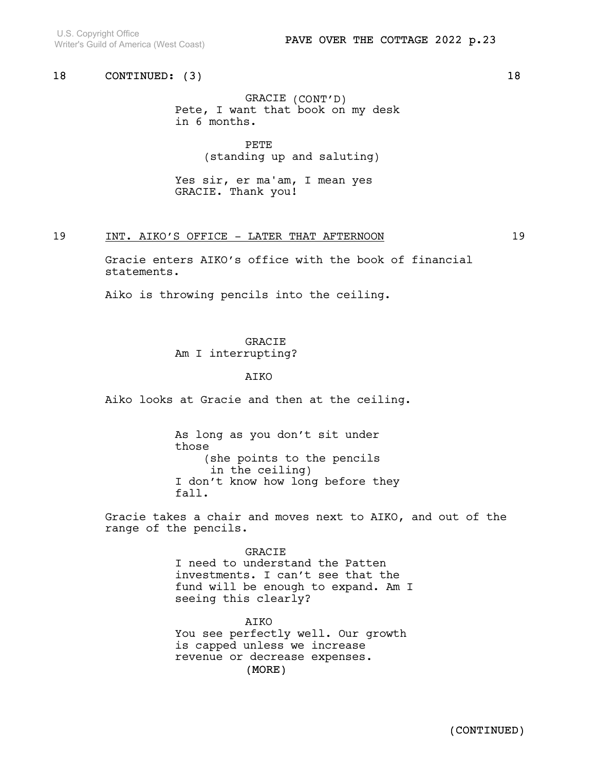18 CONTINUED: (3) 18

GRACIE (CONT'D)
Pete, I want that book on my desk in 6 months.

PETE
(standing up and saluting)

Yes sir, er ma'am, I mean yes GRACIE. Thank you!

19 INT. AIKO'S OFFICE - LATER THAT AFTERNOON 19

Gracie enters AIKO's office with the book of financial statements.

Aiko is throwing pencils into the ceiling.

GRACIE
Am I interrupting?

AIKO

Aiko looks at Gracie and then at the ceiling.

As long as you don't sit under those
(she points to the pencils in the ceiling)
I don't know how long before they fall.

Gracie takes a chair and moves next to AIKO, and out of the range of the pencils.

GRACIE
I need to understand the Patten investments. I can't see that the fund will be enough to expand. Am I seeing this clearly?

AIKO
You see perfectly well. Our growth is capped unless we increase revenue or decrease expenses.
(MORE)

(CONTINUED)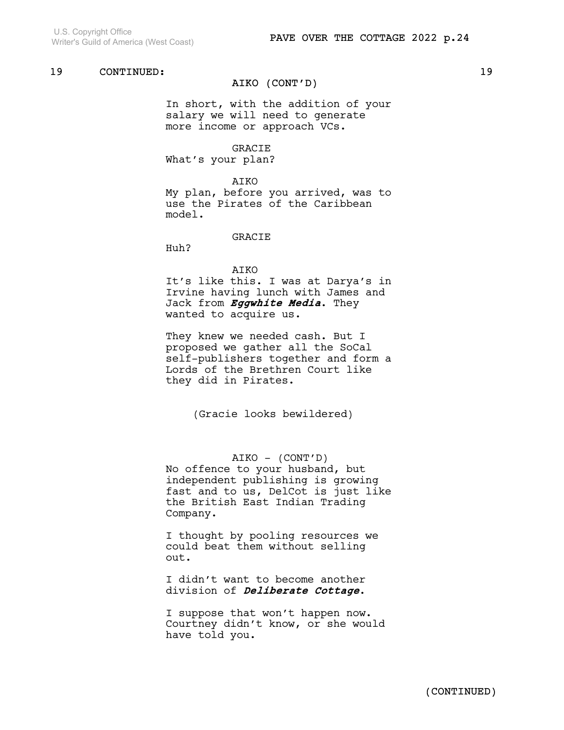19 CONTINUED: 19

AIKO (CONT'D)

In short, with the addition of your salary we will need to generate more income or approach VCs.

GRACIE

What's your plan?

AIKO

My plan, before you arrived, was to use the Pirates of the Caribbean model.

GRACIE

Huh?

AIKO

It's like this. I was at Darya's in Irvine having lunch with James and Jack from ***Eggwhite Media***. They wanted to acquire us.

They knew we needed cash. But I proposed we gather all the SoCal self-publishers together and form a Lords of the Brethren Court like they did in Pirates.

(Gracie looks bewildered)

AIKO - (CONT'D)

No offence to your husband, but independent publishing is growing fast and to us, DelCot is just like the British East Indian Trading Company.

I thought by pooling resources we could beat them without selling out.

I didn't want to become another division of ***Deliberate Cottage***.

I suppose that won't happen now. Courtney didn't know, or she would have told you.

(CONTINUED)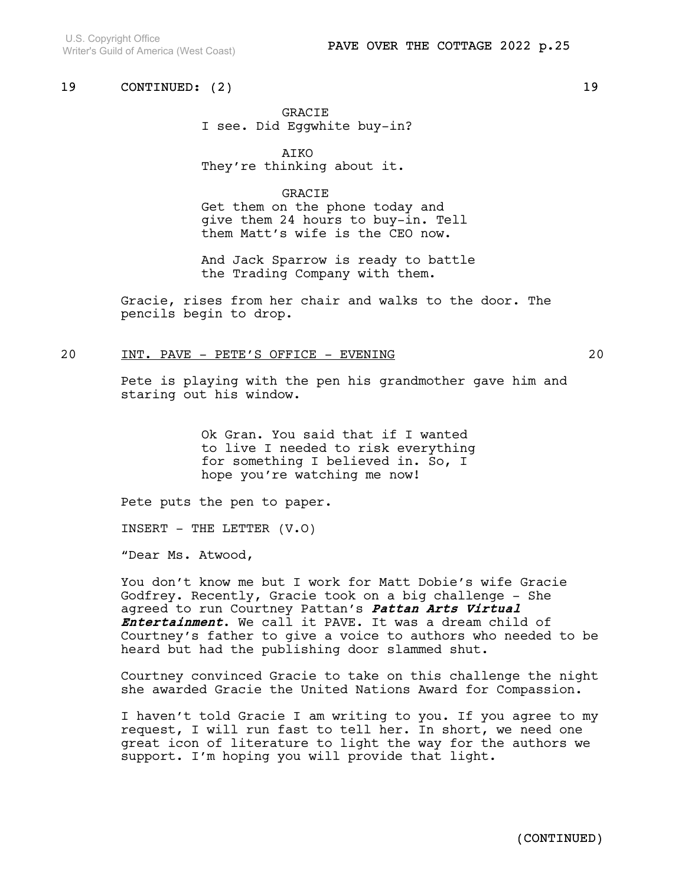19 CONTINUED: (2) 19

GRACIE
I see. Did Eggwhite buy-in?

AIKO
They're thinking about it.

GRACIE
Get them on the phone today and give them 24 hours to buy-in. Tell them Matt's wife is the CEO now.

And Jack Sparrow is ready to battle the Trading Company with them.

Gracie, rises from her chair and walks to the door. The pencils begin to drop.

20 INT. PAVE - PETE'S OFFICE - EVENING 20

Pete is playing with the pen his grandmother gave him and staring out his window.

Ok Gran. You said that if I wanted to live I needed to risk everything for something I believed in. So, I hope you're watching me now!

Pete puts the pen to paper.

INSERT - THE LETTER (V.O)

"Dear Ms. Atwood,

You don't know me but I work for Matt Dobie's wife Gracie Godfrey. Recently, Gracie took on a big challenge - She agreed to run Courtney Pattan's ***Pattan Arts Virtual Entertainment***. We call it PAVE. It was a dream child of Courtney's father to give a voice to authors who needed to be heard but had the publishing door slammed shut.

Courtney convinced Gracie to take on this challenge the night she awarded Gracie the United Nations Award for Compassion.

I haven't told Gracie I am writing to you. If you agree to my request, I will run fast to tell her. In short, we need one great icon of literature to light the way for the authors we support. I'm hoping you will provide that light.

(CONTINUED)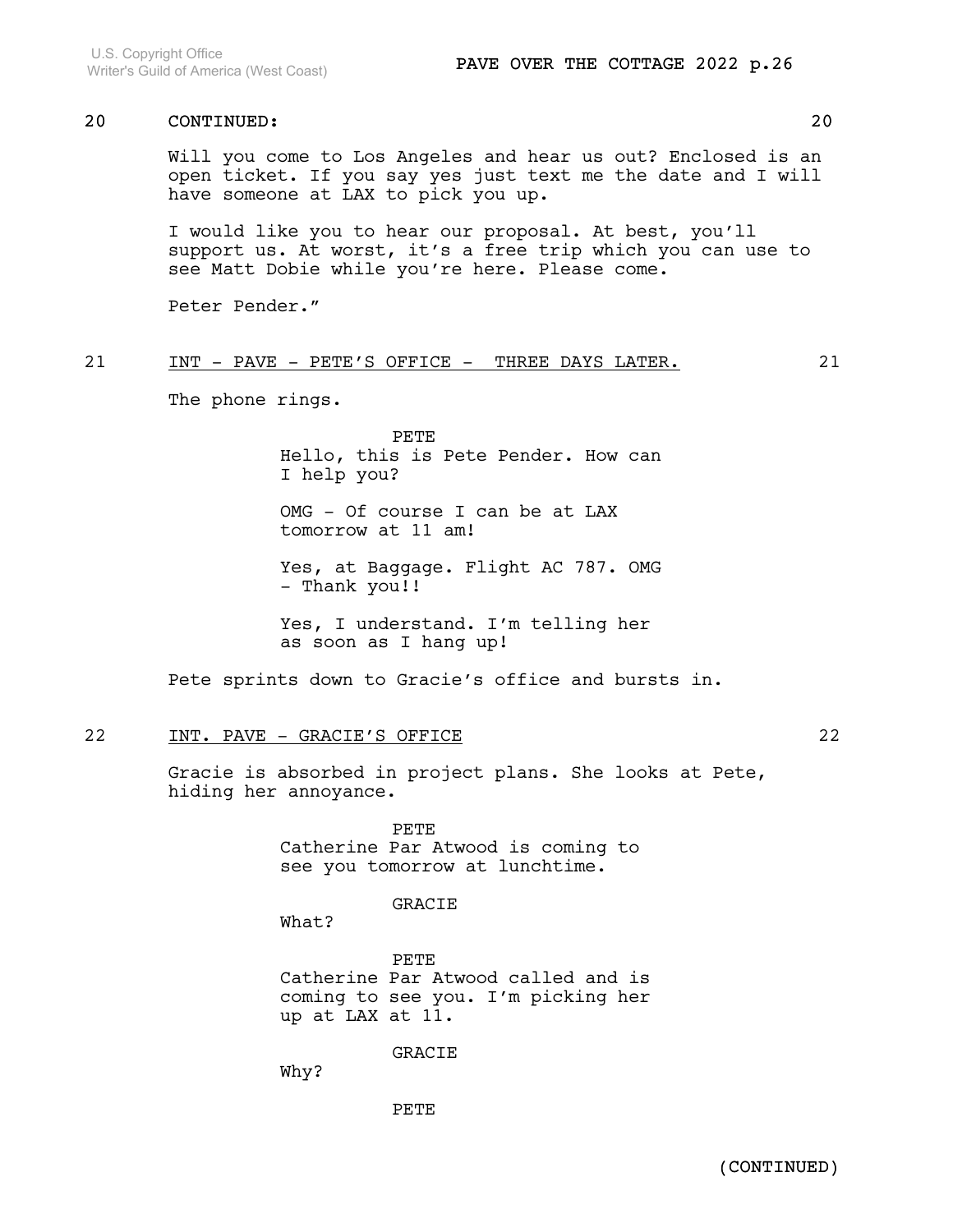20 CONTINUED: 20

Will you come to Los Angeles and hear us out? Enclosed is an open ticket. If you say yes just text me the date and I will have someone at LAX to pick you up.

I would like you to hear our proposal. At best, you'll support us. At worst, it's a free trip which you can use to see Matt Dobie while you're here. Please come.

Peter Pender."

21 INT - PAVE - PETE'S OFFICE - THREE DAYS LATER. 21

The phone rings.

PETE
Hello, this is Pete Pender. How can I help you?

OMG - Of course I can be at LAX tomorrow at 11 am!

Yes, at Baggage. Flight AC 787. OMG - Thank you!!

Yes, I understand. I'm telling her as soon as I hang up!

Pete sprints down to Gracie's office and bursts in.

22 INT. PAVE - GRACIE'S OFFICE 22

Gracie is absorbed in project plans. She looks at Pete, hiding her annoyance.

PETE
Catherine Par Atwood is coming to see you tomorrow at lunchtime.

GRACIE
What?

PETE
Catherine Par Atwood called and is coming to see you. I'm picking her up at LAX at 11.

GRACIE
Why?

PETE

(CONTINUED)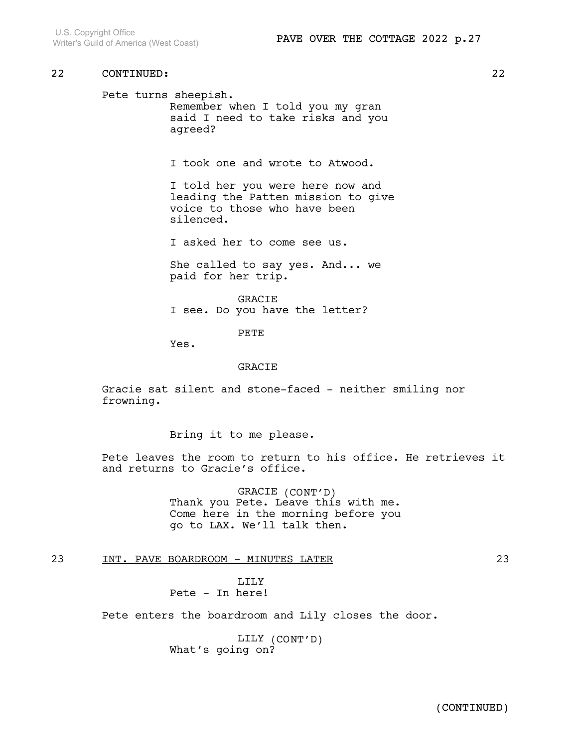22 CONTINUED: 22

Pete turns sheepish.

Remember when I told you my gran said I need to take risks and you agreed?

I took one and wrote to Atwood.

I told her you were here now and leading the Patten mission to give voice to those who have been silenced.

I asked her to come see us.

She called to say yes. And... we paid for her trip.

GRACIE

I see. Do you have the letter?

PETE

Yes.

GRACIE

Gracie sat silent and stone-faced - neither smiling nor frowning.

Bring it to me please.

Pete leaves the room to return to his office. He retrieves it and returns to Gracie's office.

GRACIE (CONT'D)

Thank you Pete. Leave this with me. Come here in the morning before you go to LAX. We'll talk then.

23 INT. PAVE BOARDROOM - MINUTES LATER 23

LILY

Pete - In here!

Pete enters the boardroom and Lily closes the door.

LILY (CONT'D)

What's going on?

(CONTINUED)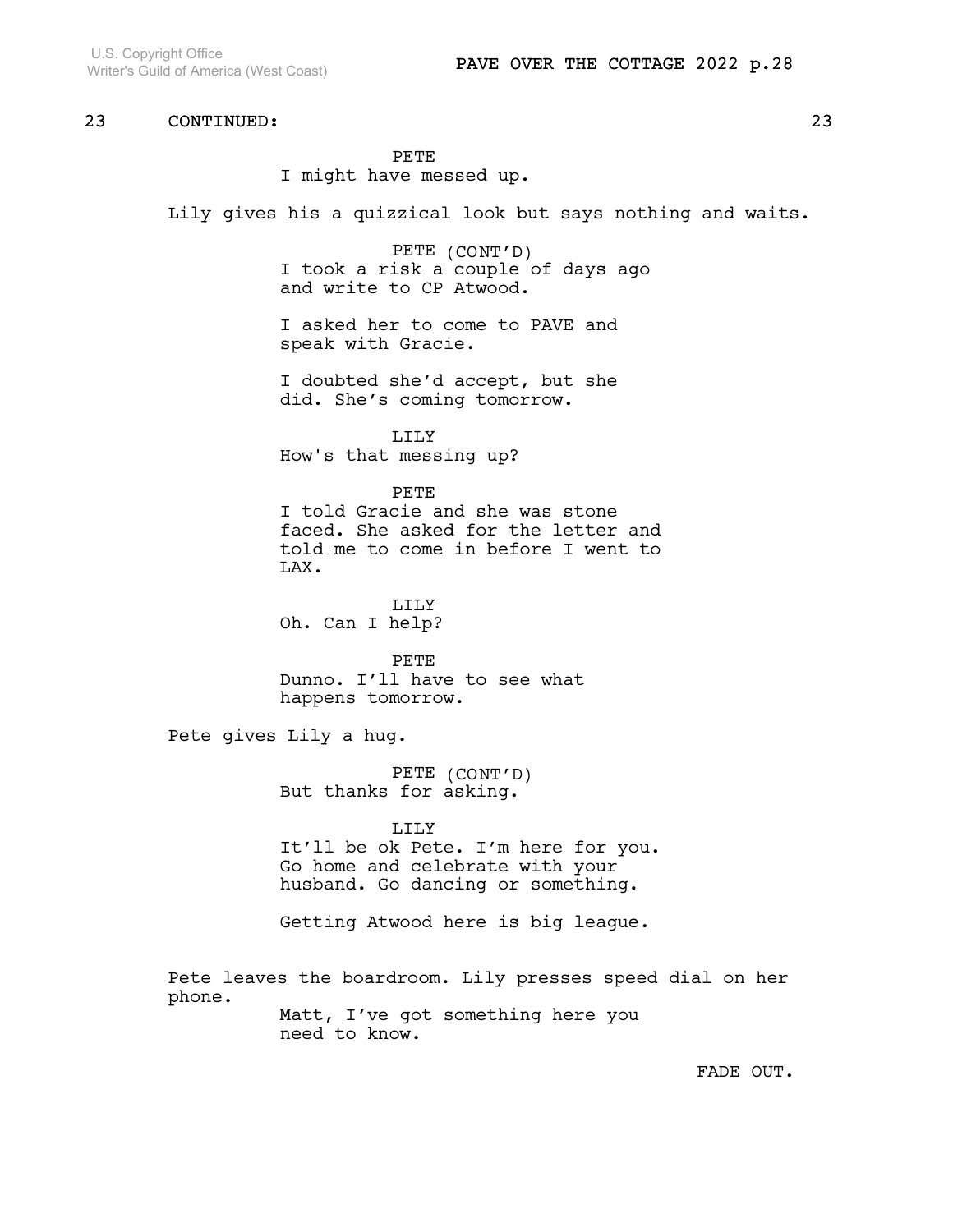23 CONTINUED: 23

PETE
I might have messed up.

Lily gives his a quizzical look but says nothing and waits.

PETE (CONT'D)
I took a risk a couple of days ago and write to CP Atwood.

I asked her to come to PAVE and speak with Gracie.

I doubted she'd accept, but she did. She's coming tomorrow.

LILY
How's that messing up?

PETE
I told Gracie and she was stone faced. She asked for the letter and told me to come in before I went to LAX.

LILY
Oh. Can I help?

PETE
Dunno. I'll have to see what happens tomorrow.

Pete gives Lily a hug.

PETE (CONT'D)
But thanks for asking.

LILY
It'll be ok Pete. I'm here for you. Go home and celebrate with your husband. Go dancing or something.

Getting Atwood here is big league.

Pete leaves the boardroom. Lily presses speed dial on her phone.

Matt, I've got something here you need to know.

FADE OUT.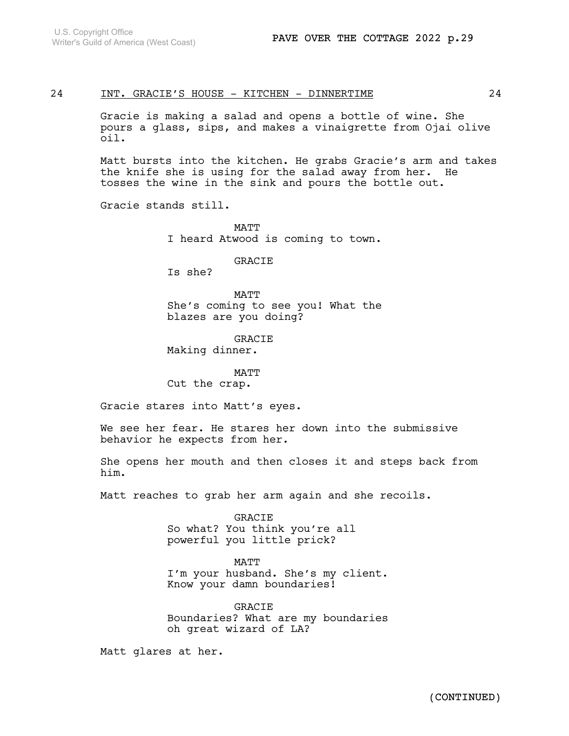24 INT. GRACIE'S HOUSE - KITCHEN - DINNERTIME 24

Gracie is making a salad and opens a bottle of wine. She pours a glass, sips, and makes a vinaigrette from Ojai olive oil.

Matt bursts into the kitchen. He grabs Gracie's arm and takes the knife she is using for the salad away from her. He tosses the wine in the sink and pours the bottle out.

Gracie stands still.

MATT
I heard Atwood is coming to town.

GRACIE
Is she?

MATT
She's coming to see you! What the blazes are you doing?

GRACIE
Making dinner.

MATT
Cut the crap.

Gracie stares into Matt's eyes.

We see her fear. He stares her down into the submissive behavior he expects from her.

She opens her mouth and then closes it and steps back from him.

Matt reaches to grab her arm again and she recoils.

GRACIE
So what? You think you're all powerful you little prick?

MATT
I'm your husband. She's my client. Know your damn boundaries!

GRACIE
Boundaries? What are my boundaries oh great wizard of LA?

Matt glares at her.

(CONTINUED)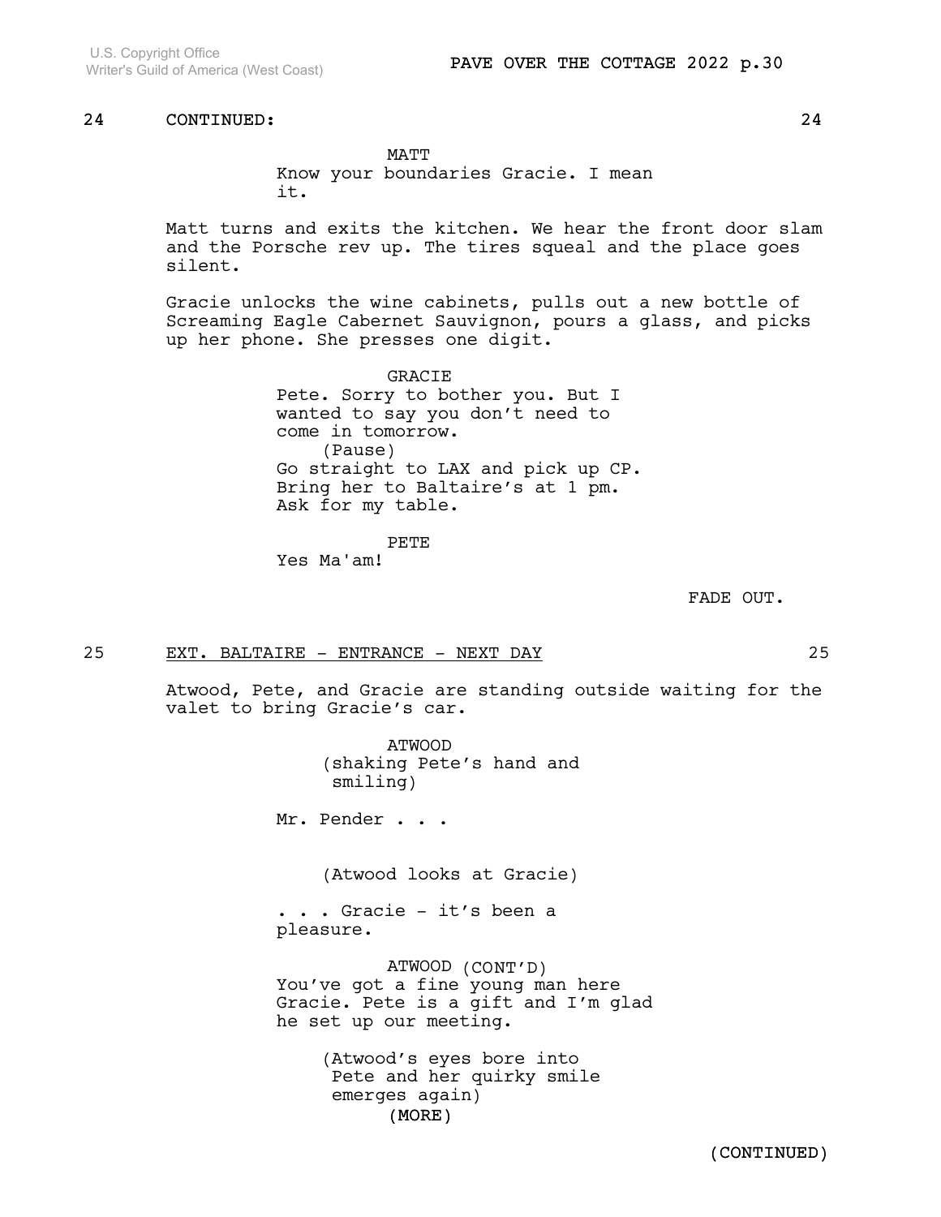24 CONTINUED: 24

MATT
Know your boundaries Gracie. I mean it.

Matt turns and exits the kitchen. We hear the front door slam and the Porsche rev up. The tires squeal and the place goes silent.

Gracie unlocks the wine cabinets, pulls out a new bottle of Screaming Eagle Cabernet Sauvignon, pours a glass, and picks up her phone. She presses one digit.

GRACIE
Pete. Sorry to bother you. But I wanted to say you don't need to come in tomorrow.
(Pause)
Go straight to LAX and pick up CP. Bring her to Baltaire's at 1 pm. Ask for my table.

PETE
Yes Ma'am!

FADE OUT.

25 EXT. BALTAIRE - ENTRANCE - NEXT DAY 25

Atwood, Pete, and Gracie are standing outside waiting for the valet to bring Gracie's car.

ATWOOD
(shaking Pete's hand and smiling)

Mr. Pender . . .

(Atwood looks at Gracie)

. . . Gracie - it's been a pleasure.

ATWOOD (CONT'D)
You've got a fine young man here Gracie. Pete is a gift and I'm glad he set up our meeting.

(Atwood's eyes bore into Pete and her quirky smile emerges again)
(MORE)

(CONTINUED)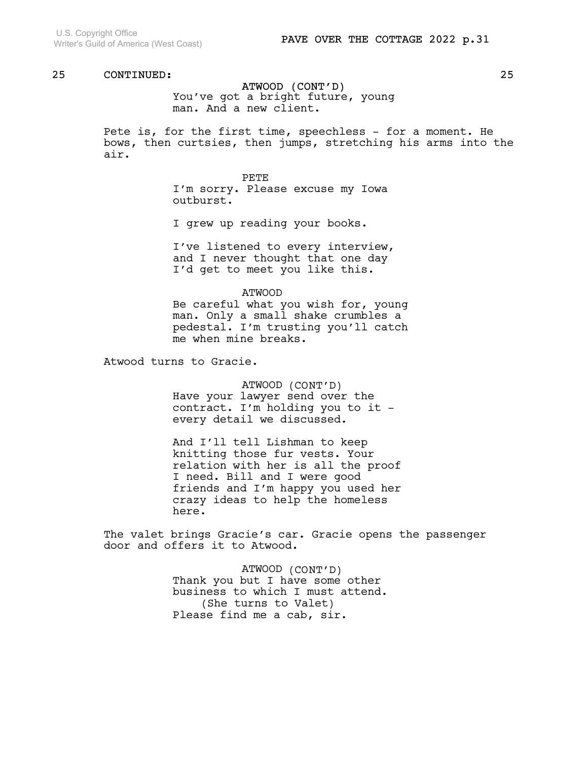25 CONTINUED: 25

ATWOOD (CONT'D)
You've got a bright future, young man. And a new client.

Pete is, for the first time, speechless - for a moment. He bows, then curtsies, then jumps, stretching his arms into the air.

PETE
I'm sorry. Please excuse my Iowa outburst.

I grew up reading your books.

I've listened to every interview, and I never thought that one day I'd get to meet you like this.

ATWOOD
Be careful what you wish for, young man. Only a small shake crumbles a pedestal. I'm trusting you'll catch me when mine breaks.

Atwood turns to Gracie.

ATWOOD (CONT'D)
Have your lawyer send over the contract. I'm holding you to it - every detail we discussed.

And I'll tell Lishman to keep knitting those fur vests. Your relation with her is all the proof I need. Bill and I were good friends and I'm happy you used her crazy ideas to help the homeless here.

The valet brings Gracie's car. Gracie opens the passenger door and offers it to Atwood.

ATWOOD (CONT'D)
Thank you but I have some other business to which I must attend.
(She turns to Valet)
Please find me a cab, sir.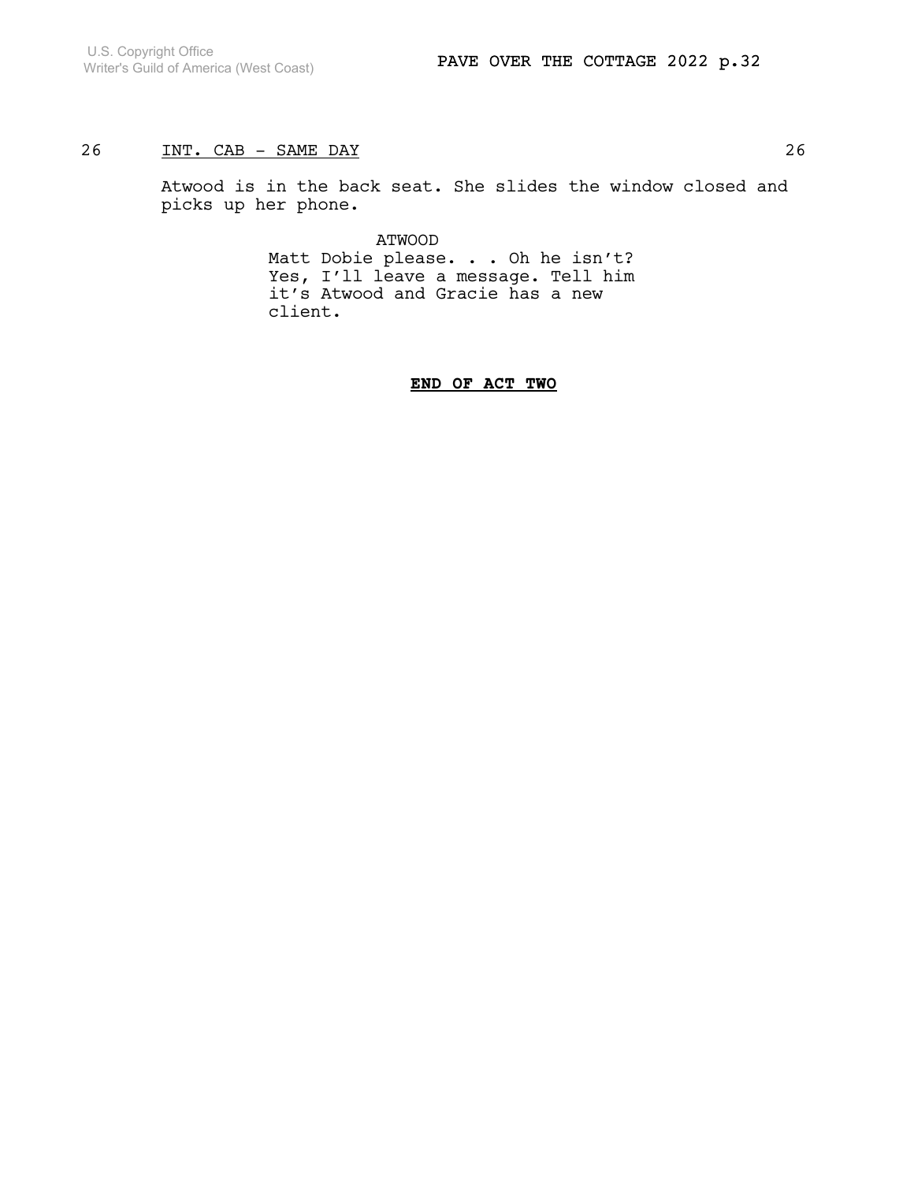26 INT. CAB - SAME DAY 26

Atwood is in the back seat. She slides the window closed and picks up her phone.

ATWOOD
Matt Dobie please. . . Oh he isn't? Yes, I'll leave a message. Tell him it's Atwood and Gracie has a new client.

**END OF ACT TWO**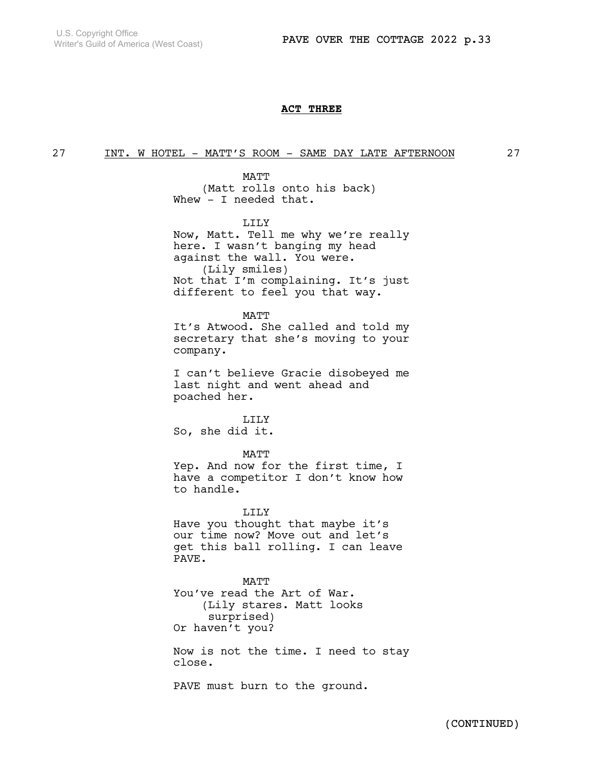**ACT THREE**

27 INT. W HOTEL - MATT'S ROOM - SAME DAY LATE AFTERNOON 27

MATT
(Matt rolls onto his back)
Whew - I needed that.

LILY
Now, Matt. Tell me why we're really here. I wasn't banging my head against the wall. You were.
(Lily smiles)
Not that I'm complaining. It's just different to feel you that way.

MATT
It's Atwood. She called and told my secretary that she's moving to your company.

I can't believe Gracie disobeyed me last night and went ahead and poached her.

LILY
So, she did it.

MATT
Yep. And now for the first time, I have a competitor I don't know how to handle.

LILY
Have you thought that maybe it's our time now? Move out and let's get this ball rolling. I can leave PAVE.

MATT
You've read the Art of War.
(Lily stares. Matt looks surprised)
Or haven't you?

Now is not the time. I need to stay close.

PAVE must burn to the ground.

(CONTINUED)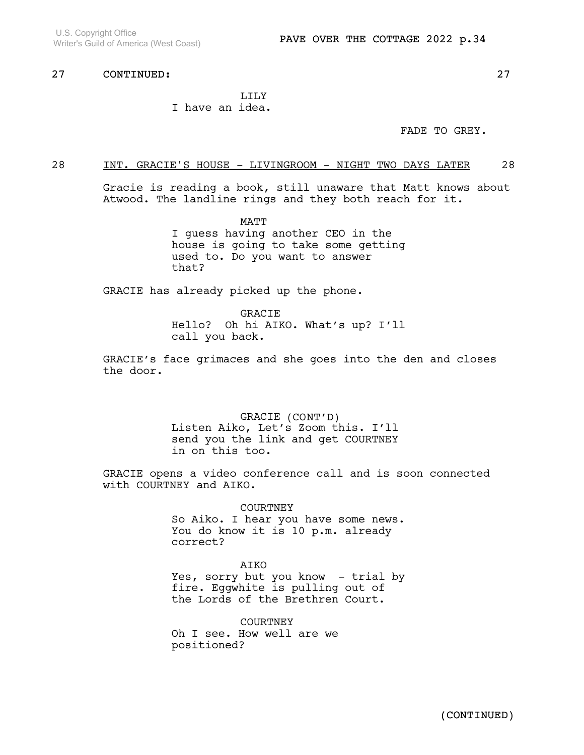27 CONTINUED: 27

LILY
I have an idea.

FADE TO GREY.

28 INT. GRACIE'S HOUSE - LIVINGROOM - NIGHT TWO DAYS LATER 28

Gracie is reading a book, still unaware that Matt knows about Atwood. The landline rings and they both reach for it.

MATT
I guess having another CEO in the house is going to take some getting used to. Do you want to answer that?

GRACIE has already picked up the phone.

GRACIE
Hello? Oh hi AIKO. What's up? I'll call you back.

GRACIE's face grimaces and she goes into the den and closes the door.

GRACIE (CONT'D)
Listen Aiko, Let's Zoom this. I'll send you the link and get COURTNEY in on this too.

GRACIE opens a video conference call and is soon connected with COURTNEY and AIKO.

COURTNEY
So Aiko. I hear you have some news. You do know it is 10 p.m. already correct?

AIKO
Yes, sorry but you know - trial by fire. Eggwhite is pulling out of the Lords of the Brethren Court.

COURTNEY
Oh I see. How well are we positioned?

(CONTINUED)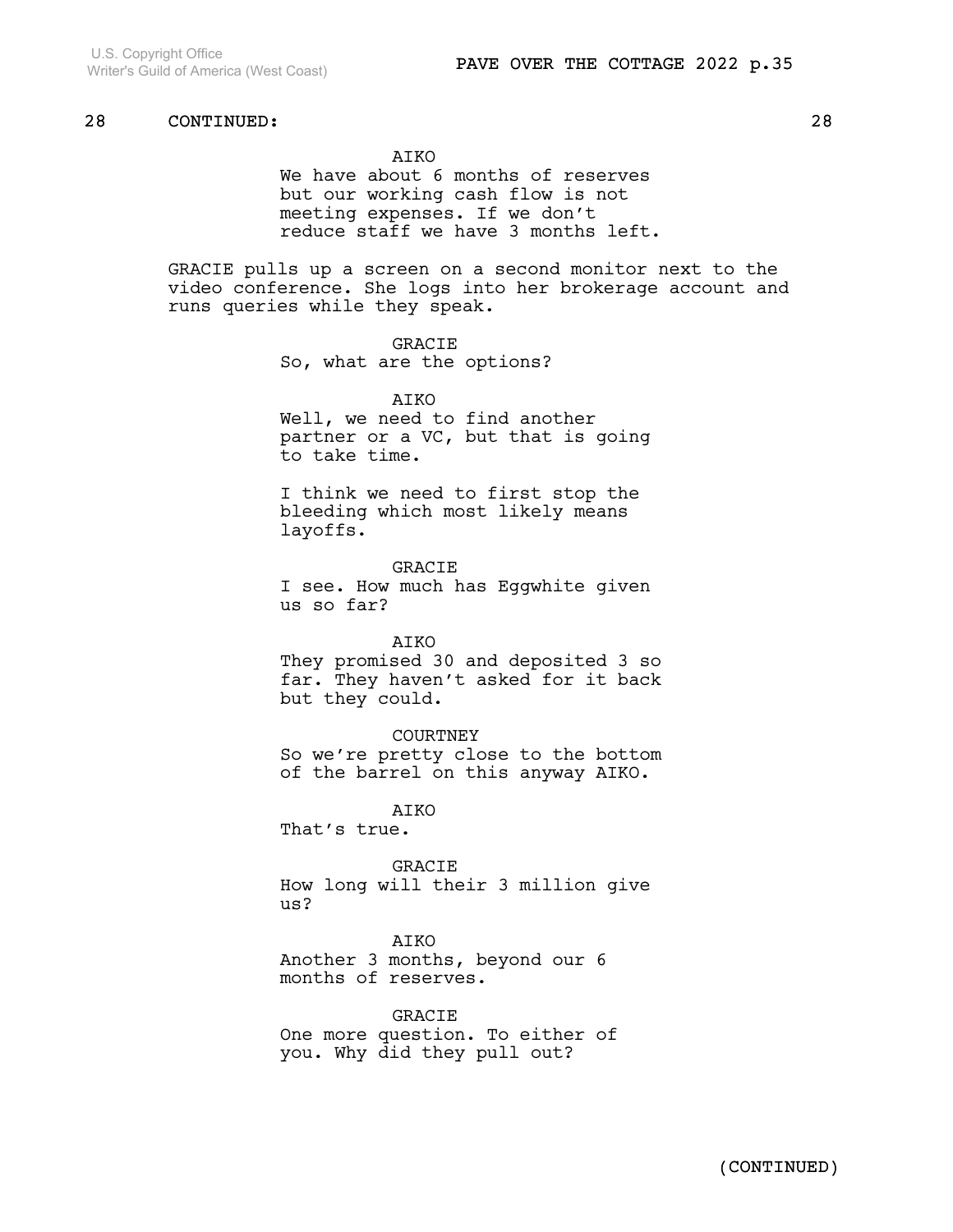28 CONTINUED: 28

AIKO
We have about 6 months of reserves but our working cash flow is not meeting expenses. If we don't reduce staff we have 3 months left.

GRACIE pulls up a screen on a second monitor next to the video conference. She logs into her brokerage account and runs queries while they speak.

GRACIE
So, what are the options?

AIKO
Well, we need to find another partner or a VC, but that is going to take time.

I think we need to first stop the bleeding which most likely means layoffs.

GRACIE
I see. How much has Eggwhite given us so far?

AIKO
They promised 30 and deposited 3 so far. They haven't asked for it back but they could.

COURTNEY
So we're pretty close to the bottom of the barrel on this anyway AIKO.

AIKO
That's true.

GRACIE
How long will their 3 million give us?

AIKO
Another 3 months, beyond our 6 months of reserves.

GRACIE
One more question. To either of you. Why did they pull out?

(CONTINUED)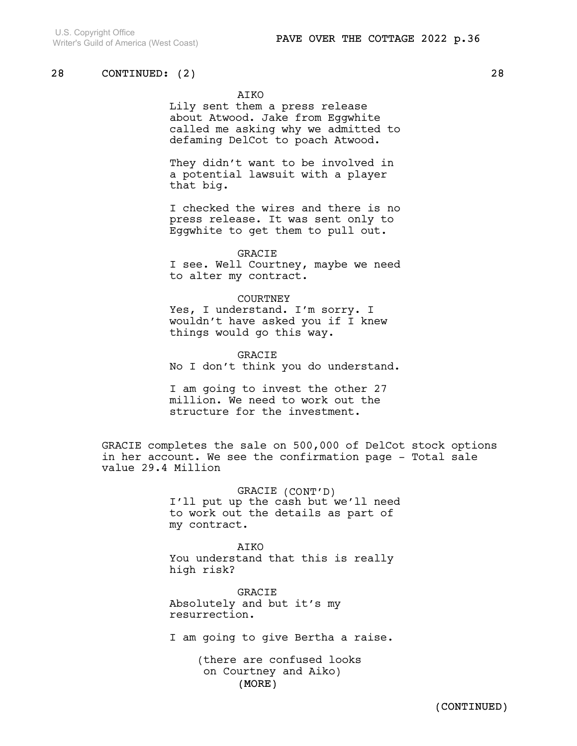28 CONTINUED: (2) 28

AIKO
Lily sent them a press release about Atwood. Jake from Eggwhite called me asking why we admitted to defaming DelCot to poach Atwood.

They didn't want to be involved in a potential lawsuit with a player that big.

I checked the wires and there is no press release. It was sent only to Eggwhite to get them to pull out.

GRACIE
I see. Well Courtney, maybe we need to alter my contract.

COURTNEY
Yes, I understand. I'm sorry. I wouldn't have asked you if I knew things would go this way.

GRACIE
No I don't think you do understand.

I am going to invest the other 27 million. We need to work out the structure for the investment.

GRACIE completes the sale on 500,000 of DelCot stock options in her account. We see the confirmation page - Total sale value 29.4 Million

GRACIE (CONT'D)
I'll put up the cash but we'll need to work out the details as part of my contract.

AIKO
You understand that this is really high risk?

GRACIE
Absolutely and but it's my resurrection.

I am going to give Bertha a raise.

(there are confused looks on Courtney and Aiko)

(MORE)

(CONTINUED)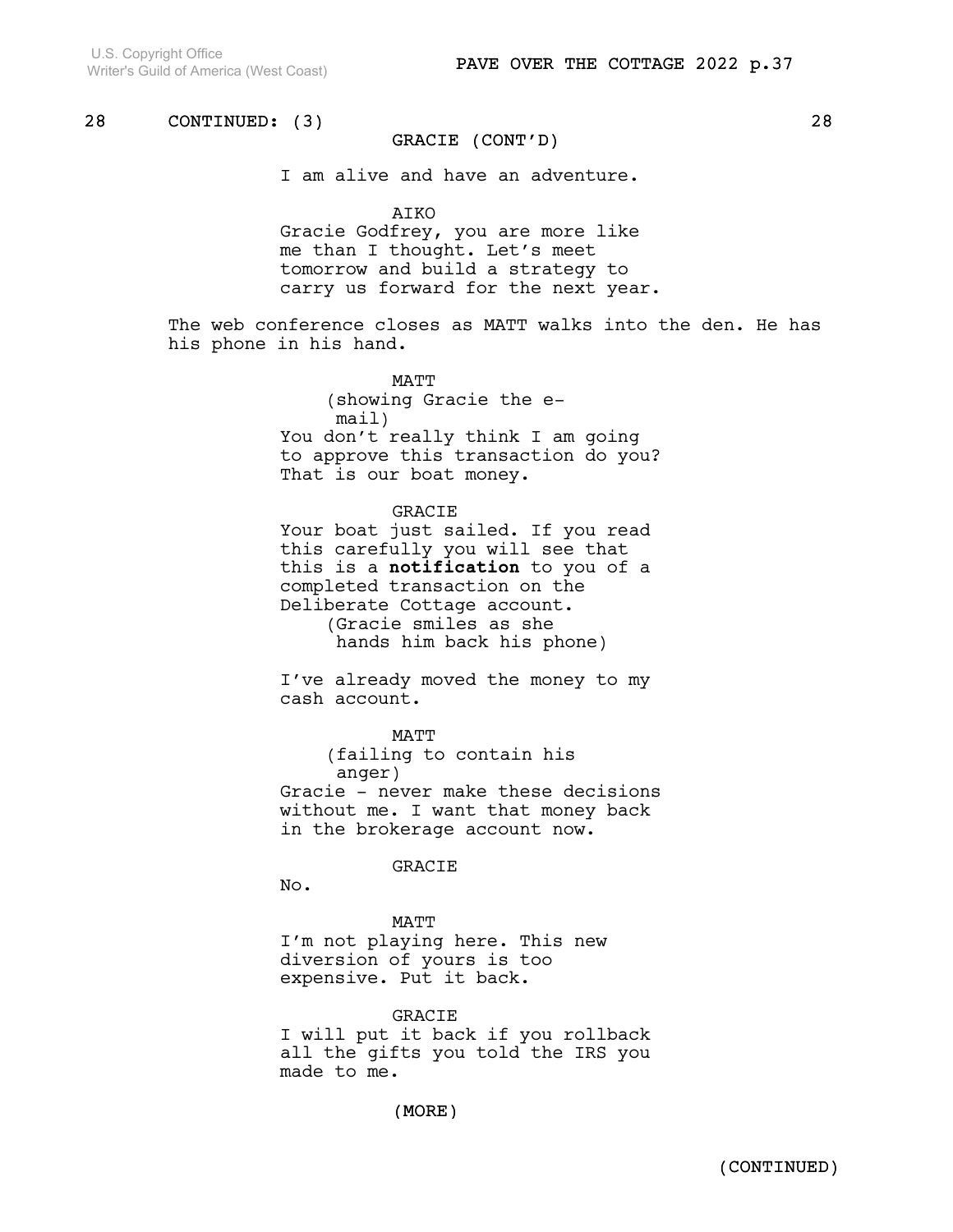28 CONTINUED: (3) 28

GRACIE (CONT'D)

I am alive and have an adventure.

AIKO

Gracie Godfrey, you are more like me than I thought. Let's meet tomorrow and build a strategy to carry us forward for the next year.

The web conference closes as MATT walks into the den. He has his phone in his hand.

MATT

(showing Gracie the e-mail)

You don't really think I am going to approve this transaction do you? That is our boat money.

GRACIE

Your boat just sailed. If you read this carefully you will see that this is a **notification** to you of a completed transaction on the Deliberate Cottage account.

(Gracie smiles as she hands him back his phone)

I've already moved the money to my cash account.

MATT

(failing to contain his anger)

Gracie - never make these decisions without me. I want that money back in the brokerage account now.

GRACIE

No.

MATT

I'm not playing here. This new diversion of yours is too expensive. Put it back.

GRACIE

I will put it back if you rollback all the gifts you told the IRS you made to me.

(MORE)

(CONTINUED)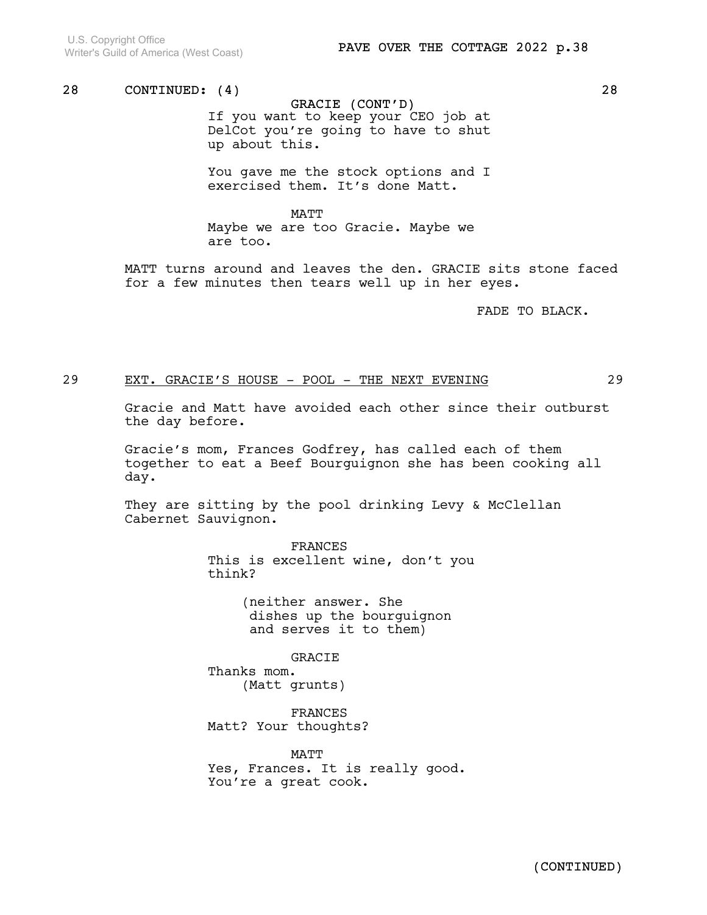28 CONTINUED: (4) 28

GRACIE (CONT'D)
If you want to keep your CEO job at DelCot you're going to have to shut up about this.

You gave me the stock options and I exercised them. It's done Matt.

MATT
Maybe we are too Gracie. Maybe we are too.

MATT turns around and leaves the den. GRACIE sits stone faced for a few minutes then tears well up in her eyes.

FADE TO BLACK.

29 EXT. GRACIE'S HOUSE - POOL - THE NEXT EVENING 29

Gracie and Matt have avoided each other since their outburst the day before.

Gracie's mom, Frances Godfrey, has called each of them together to eat a Beef Bourguignon she has been cooking all day.

They are sitting by the pool drinking Levy & McClellan Cabernet Sauvignon.

FRANCES
This is excellent wine, don't you think?

(neither answer. She dishes up the bourguignon and serves it to them)

GRACIE
Thanks mom.
(Matt grunts)

FRANCES
Matt? Your thoughts?

MATT
Yes, Frances. It is really good. You're a great cook.

(CONTINUED)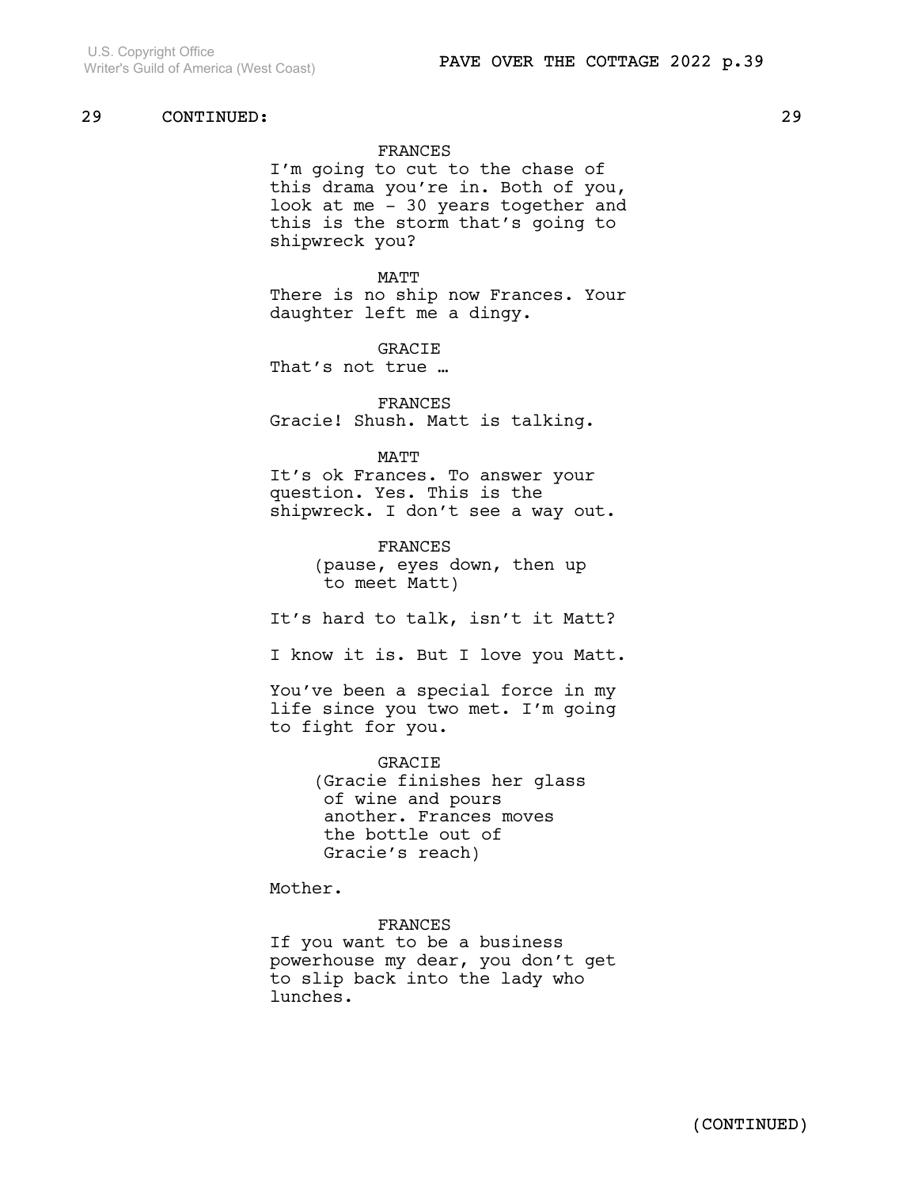29 CONTINUED: 29

FRANCES
I'm going to cut to the chase of this drama you're in. Both of you, look at me - 30 years together and this is the storm that's going to shipwreck you?

MATT
There is no ship now Frances. Your daughter left me a dingy.

GRACIE
That's not true …

FRANCES
Gracie! Shush. Matt is talking.

MATT
It's ok Frances. To answer your question. Yes. This is the shipwreck. I don't see a way out.

FRANCES
(pause, eyes down, then up to meet Matt)

It's hard to talk, isn't it Matt?

I know it is. But I love you Matt.

You've been a special force in my life since you two met. I'm going to fight for you.

GRACIE
(Gracie finishes her glass of wine and pours another. Frances moves the bottle out of Gracie's reach)

Mother.

FRANCES
If you want to be a business powerhouse my dear, you don't get to slip back into the lady who lunches.

(CONTINUED)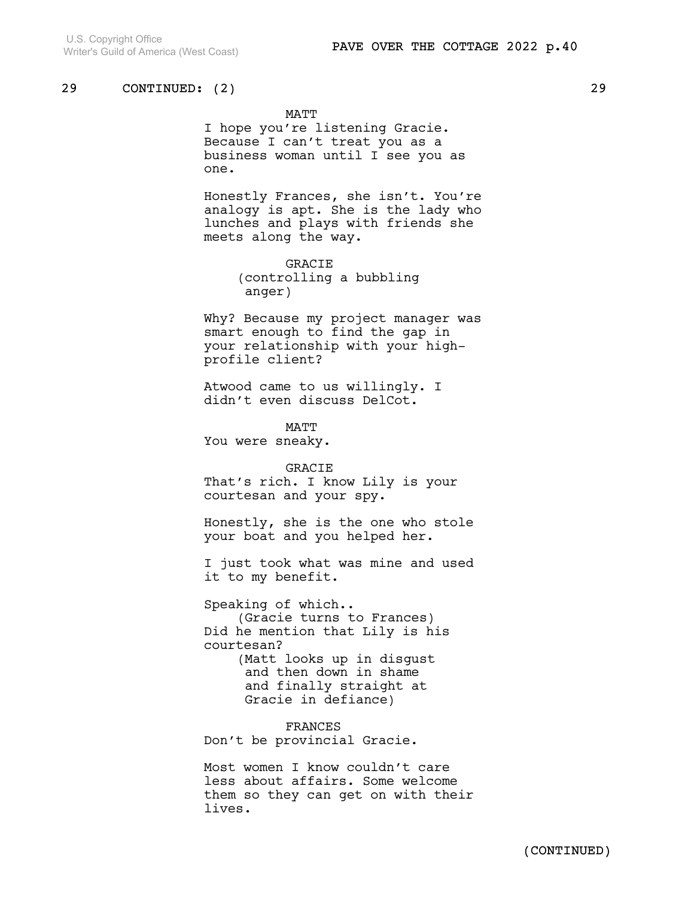29 CONTINUED: (2) 29

MATT
I hope you're listening Gracie. Because I can't treat you as a business woman until I see you as one.

Honestly Frances, she isn't. You're analogy is apt. She is the lady who lunches and plays with friends she meets along the way.

GRACIE
(controlling a bubbling anger)

Why? Because my project manager was smart enough to find the gap in your relationship with your high-profile client?

Atwood came to us willingly. I didn't even discuss DelCot.

MATT
You were sneaky.

GRACIE
That's rich. I know Lily is your courtesan and your spy.

Honestly, she is the one who stole your boat and you helped her.

I just took what was mine and used it to my benefit.

Speaking of which..
(Gracie turns to Frances)
Did he mention that Lily is his courtesan?
(Matt looks up in disgust and then down in shame and finally straight at Gracie in defiance)

FRANCES
Don't be provincial Gracie.

Most women I know couldn't care less about affairs. Some welcome them so they can get on with their lives.

(CONTINUED)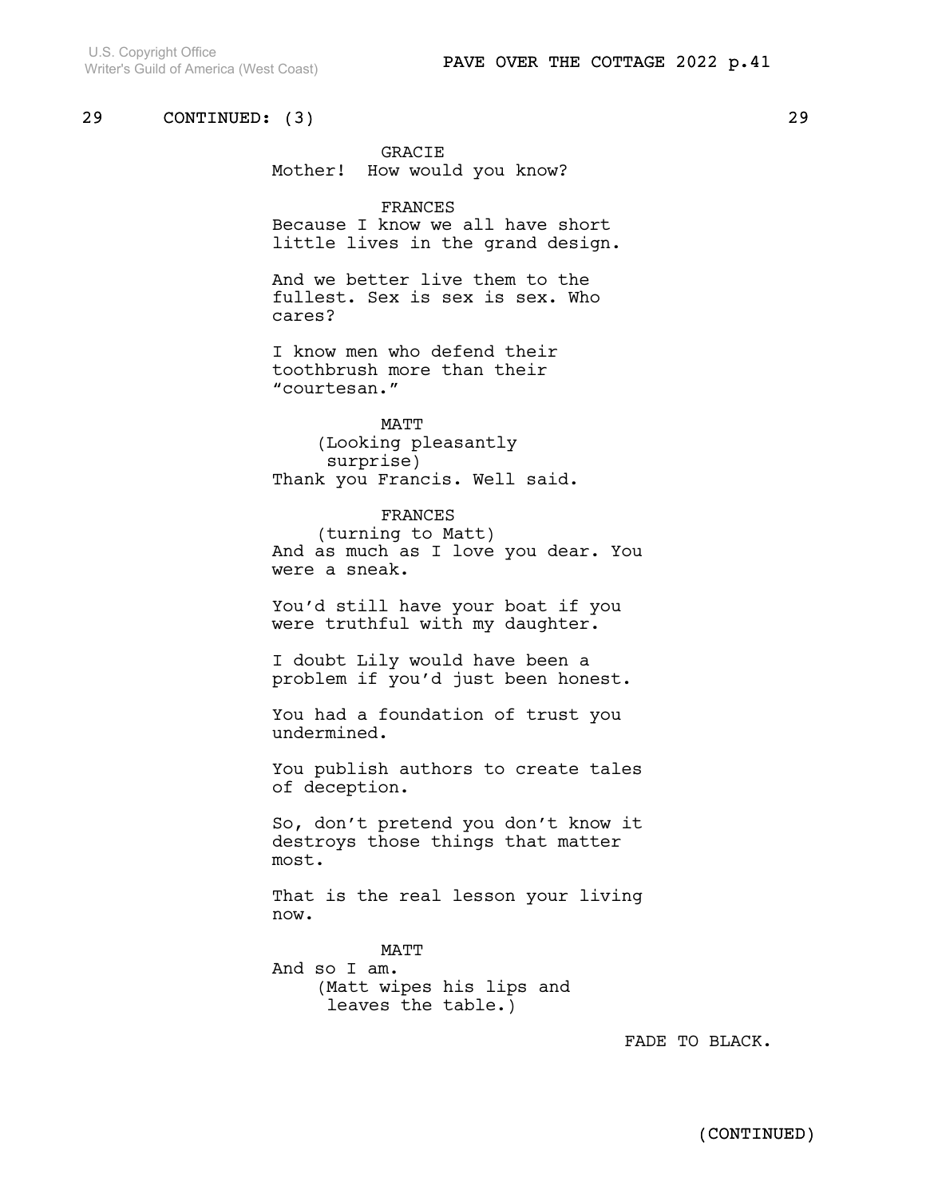29 CONTINUED: (3) 29

GRACIE
Mother! How would you know?

FRANCES
Because I know we all have short little lives in the grand design.

And we better live them to the fullest. Sex is sex is sex. Who cares?

I know men who defend their toothbrush more than their “courtesan.”

MATT
(Looking pleasantly surprise)
Thank you Francis. Well said.

FRANCES
(turning to Matt)
And as much as I love you dear. You were a sneak.

You’d still have your boat if you were truthful with my daughter.

I doubt Lily would have been a problem if you’d just been honest.

You had a foundation of trust you undermined.

You publish authors to create tales of deception.

So, don’t pretend you don’t know it destroys those things that matter most.

That is the real lesson your living now.

MATT
And so I am.
(Matt wipes his lips and leaves the table.)

FADE TO BLACK.

(CONTINUED)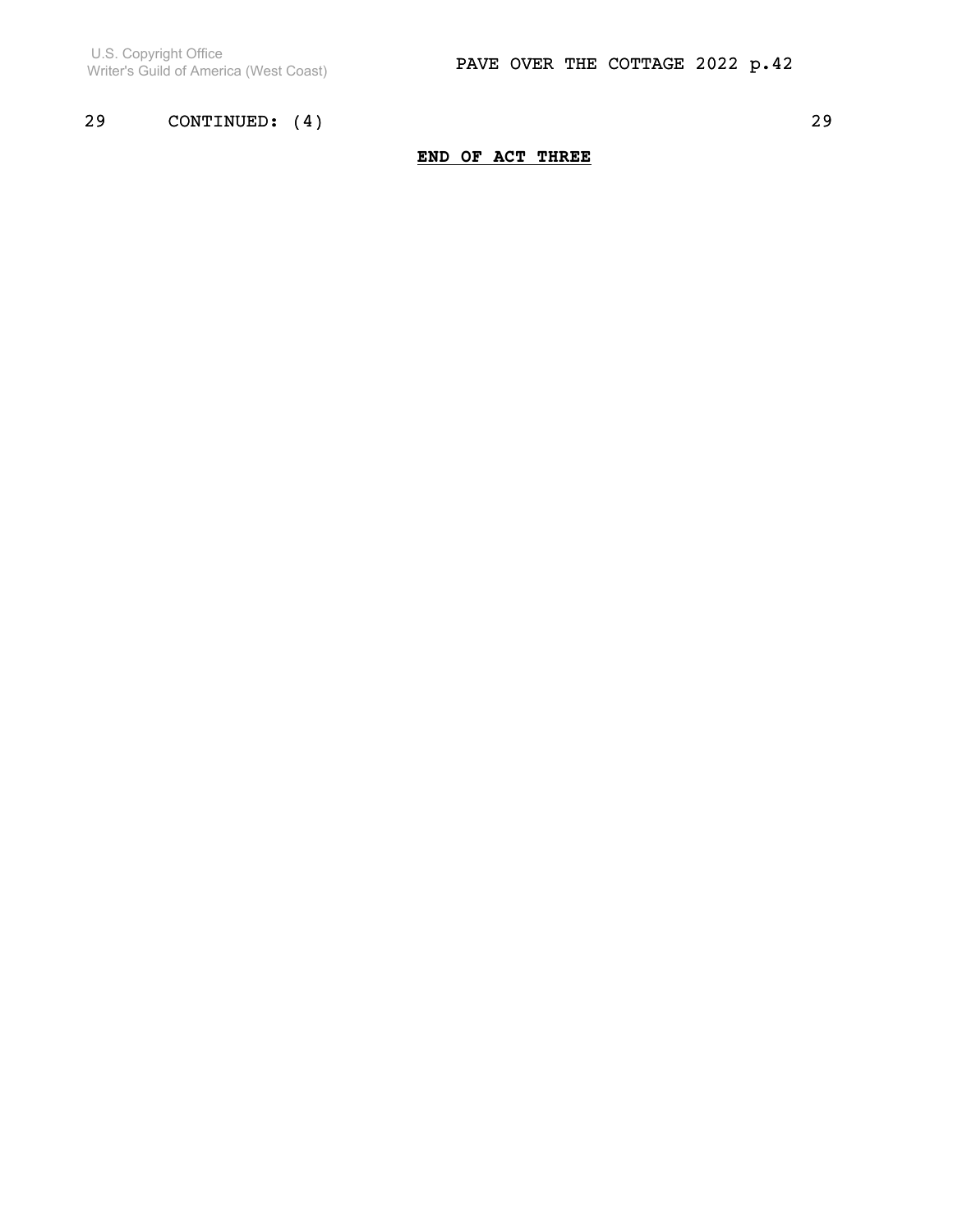29 CONTINUED: (4) 29

**END OF ACT THREE**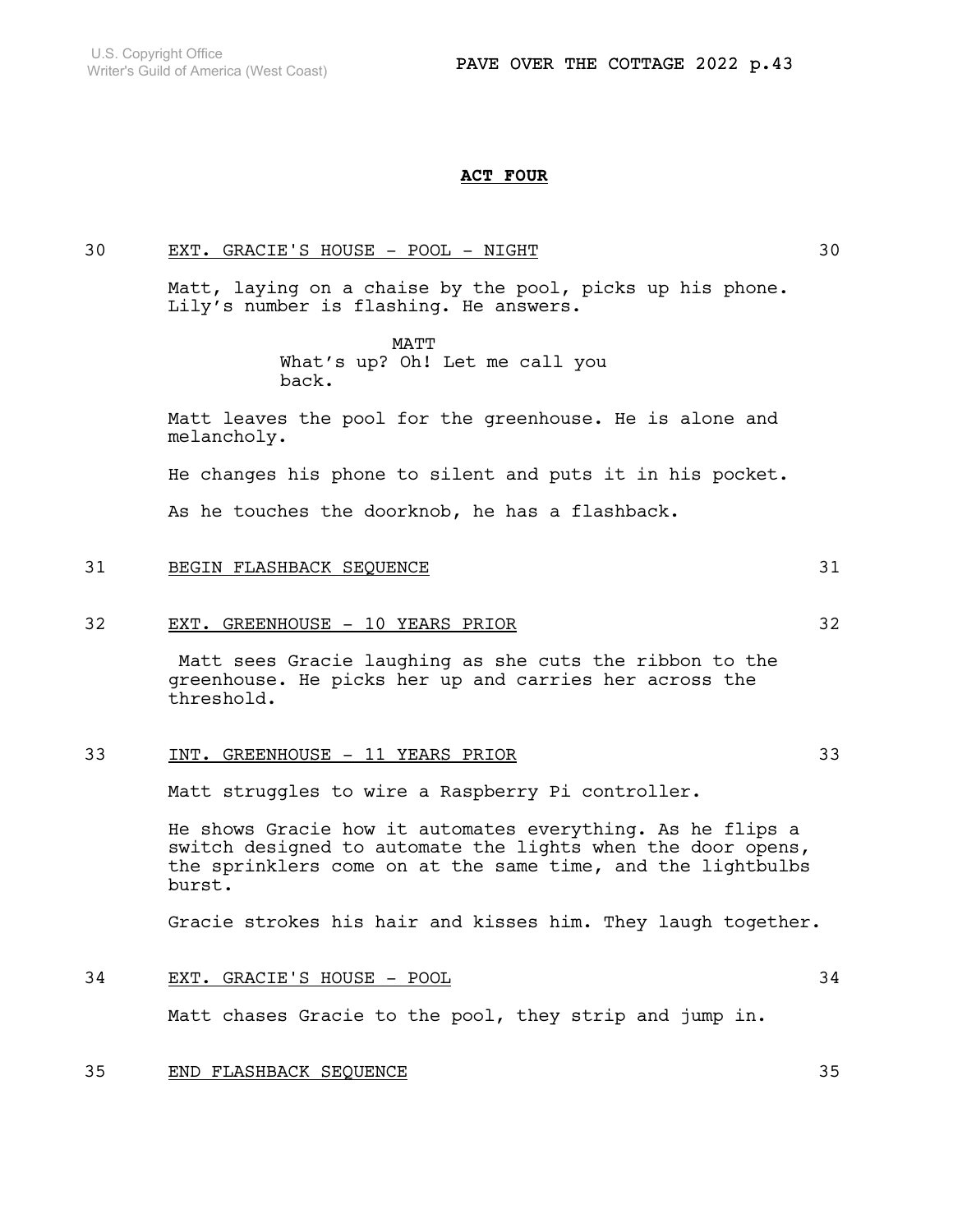**ACT FOUR**

30 EXT. GRACIE'S HOUSE - POOL - NIGHT 30

Matt, laying on a chaise by the pool, picks up his phone. Lily’s number is flashing. He answers.

MATT
What’s up? Oh! Let me call you back.

Matt leaves the pool for the greenhouse. He is alone and melancholy.

He changes his phone to silent and puts it in his pocket.

As he touches the doorknob, he has a flashback.

31 BEGIN FLASHBACK SEQUENCE 31

32 EXT. GREENHOUSE - 10 YEARS PRIOR 32

Matt sees Gracie laughing as she cuts the ribbon to the greenhouse. He picks her up and carries her across the threshold.

33 INT. GREENHOUSE - 11 YEARS PRIOR 33

Matt struggles to wire a Raspberry Pi controller.

He shows Gracie how it automates everything. As he flips a switch designed to automate the lights when the door opens, the sprinklers come on at the same time, and the lightbulbs burst.

Gracie strokes his hair and kisses him. They laugh together.

34 EXT. GRACIE'S HOUSE - POOL 34

Matt chases Gracie to the pool, they strip and jump in.

35 END FLASHBACK SEQUENCE 35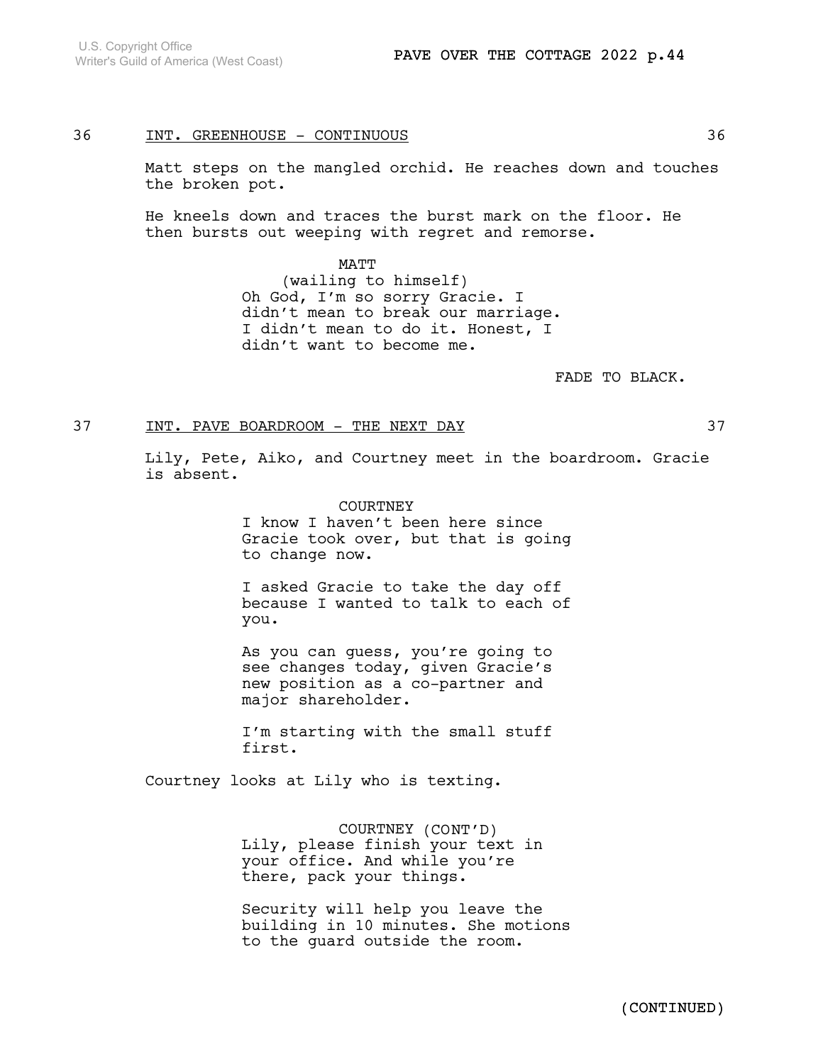36 INT. GREENHOUSE - CONTINUOUS 36

Matt steps on the mangled orchid. He reaches down and touches the broken pot.

He kneels down and traces the burst mark on the floor. He then bursts out weeping with regret and remorse.

MATT
(wailing to himself)
Oh God, I'm so sorry Gracie. I didn't mean to break our marriage. I didn't mean to do it. Honest, I didn't want to become me.

FADE TO BLACK.

37 INT. PAVE BOARDROOM - THE NEXT DAY 37

Lily, Pete, Aiko, and Courtney meet in the boardroom. Gracie is absent.

COURTNEY
I know I haven't been here since Gracie took over, but that is going to change now.

I asked Gracie to take the day off because I wanted to talk to each of you.

As you can guess, you're going to see changes today, given Gracie's new position as a co-partner and major shareholder.

I'm starting with the small stuff first.

Courtney looks at Lily who is texting.

COURTNEY (CONT'D)
Lily, please finish your text in your office. And while you're there, pack your things.

Security will help you leave the building in 10 minutes. She motions to the guard outside the room.

(CONTINUED)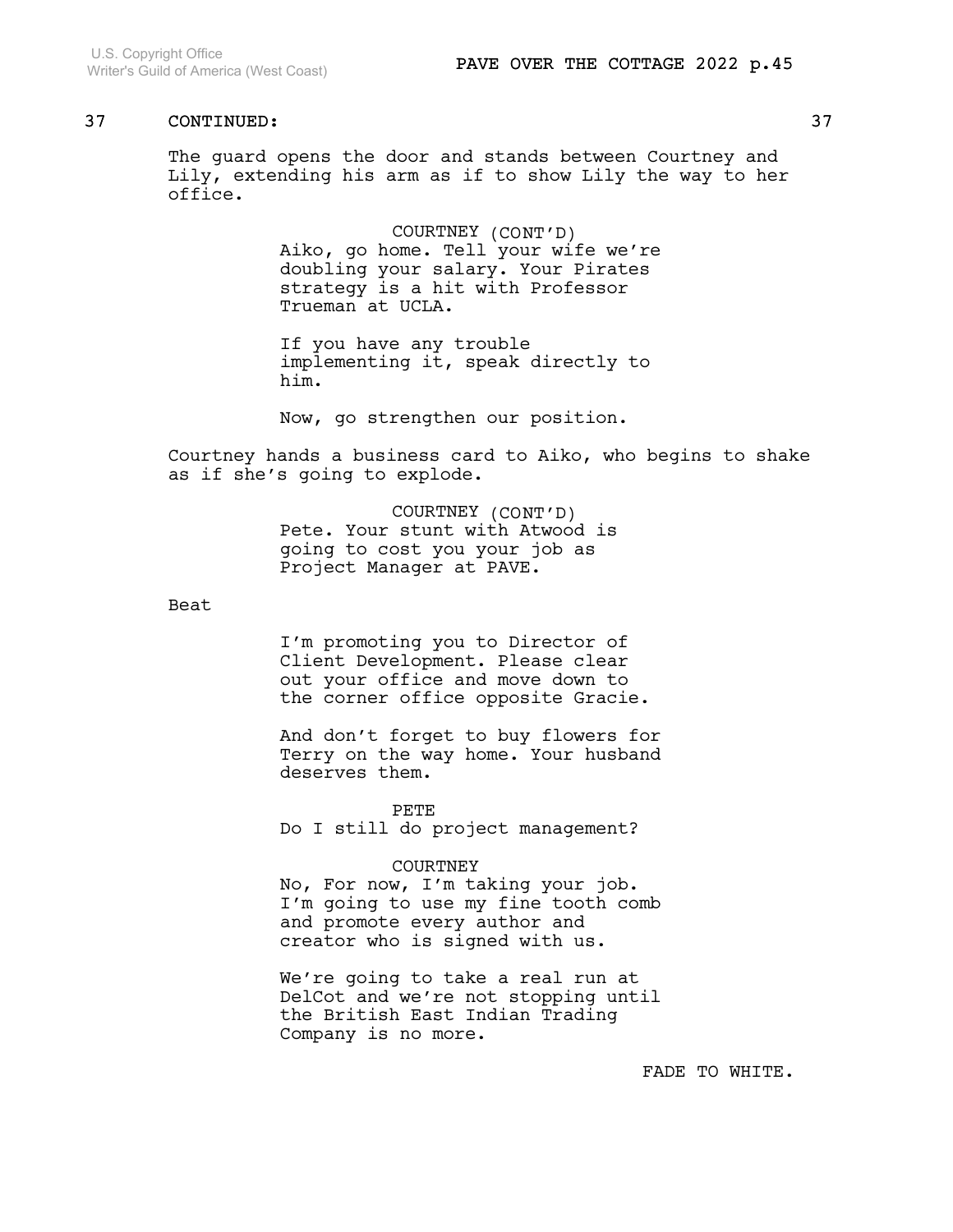37 CONTINUED: 37

The guard opens the door and stands between Courtney and Lily, extending his arm as if to show Lily the way to her office.

COURTNEY (CONT'D)
Aiko, go home. Tell your wife we're doubling your salary. Your Pirates strategy is a hit with Professor Trueman at UCLA.

If you have any trouble implementing it, speak directly to him.

Now, go strengthen our position.

Courtney hands a business card to Aiko, who begins to shake as if she's going to explode.

COURTNEY (CONT'D)
Pete. Your stunt with Atwood is going to cost you your job as Project Manager at PAVE.

Beat

I'm promoting you to Director of Client Development. Please clear out your office and move down to the corner office opposite Gracie.

And don't forget to buy flowers for Terry on the way home. Your husband deserves them.

PETE
Do I still do project management?

COURTNEY
No, For now, I'm taking your job. I'm going to use my fine tooth comb and promote every author and creator who is signed with us.

We're going to take a real run at DelCot and we're not stopping until the British East Indian Trading Company is no more.

FADE TO WHITE.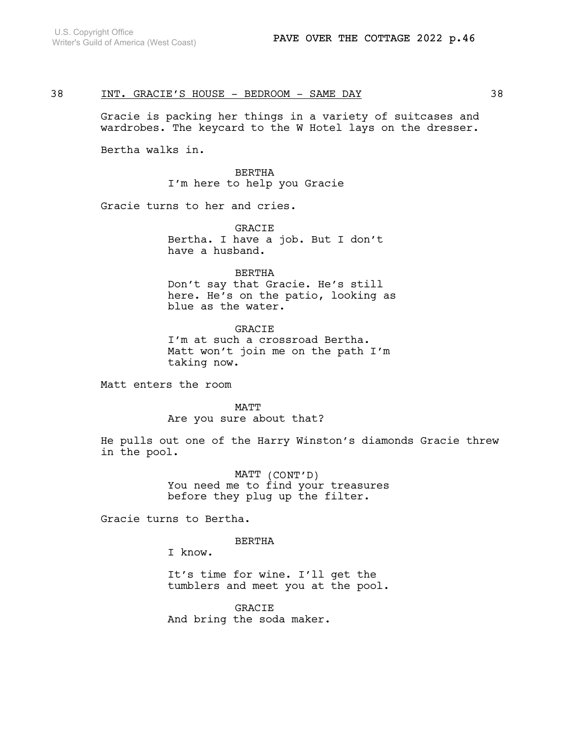38 INT. GRACIE'S HOUSE - BEDROOM - SAME DAY 38

Gracie is packing her things in a variety of suitcases and wardrobes. The keycard to the W Hotel lays on the dresser.

Bertha walks in.

BERTHA
I'm here to help you Gracie

Gracie turns to her and cries.

GRACIE
Bertha. I have a job. But I don't have a husband.

BERTHA
Don't say that Gracie. He's still here. He's on the patio, looking as blue as the water.

GRACIE
I'm at such a crossroad Bertha. Matt won't join me on the path I'm taking now.

Matt enters the room

MATT
Are you sure about that?

He pulls out one of the Harry Winston's diamonds Gracie threw in the pool.

MATT (CONT'D)
You need me to find your treasures before they plug up the filter.

Gracie turns to Bertha.

BERTHA
I know.

It's time for wine. I'll get the tumblers and meet you at the pool.

GRACIE
And bring the soda maker.